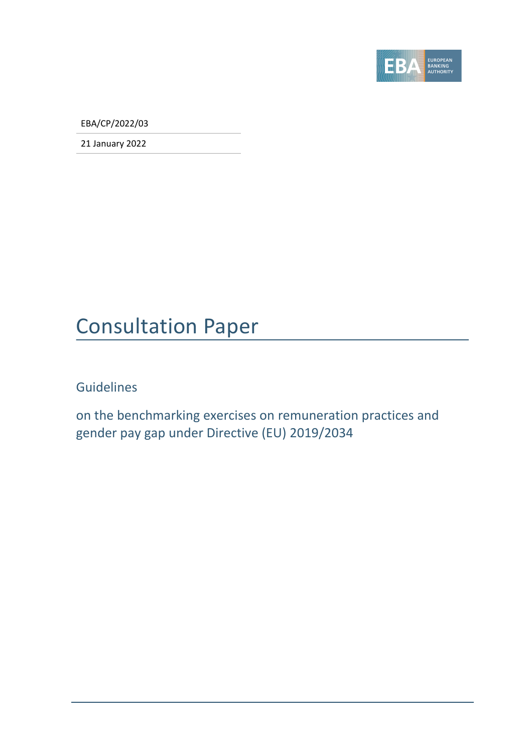EBA/CP/2022/03

21 January 2022

# Consultation Paper

## Guidelines

## on the benchmarking exercises on remuneration practices and gender pay gap under Directive (EU) 2019/2034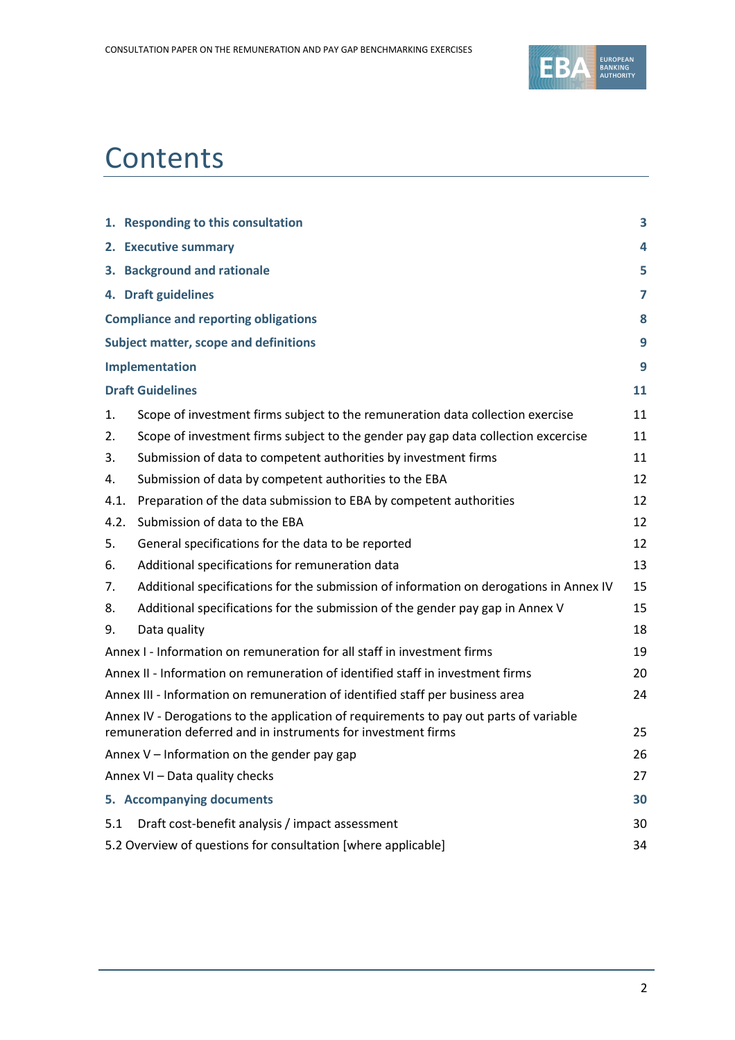# Contents

| | |
|---|---|
| **1. Responding to this consultation** | **3** |
| **2. Executive summary** | **4** |
| **3. Background and rationale** | **5** |
| **4. Draft guidelines** | **7** |
| **Compliance and reporting obligations** | **8** |
| **Subject matter, scope and definitions** | **9** |
| **Implementation** | **9** |
| **Draft Guidelines** | **11** |
| 1. Scope of investment firms subject to the remuneration data collection exercise | 11 |
| 2. Scope of investment firms subject to the gender pay gap data collection excercise | 11 |
| 3. Submission of data to competent authorities by investment firms | 11 |
| 4. Submission of data by competent authorities to the EBA | 12 |
| 4.1. Preparation of the data submission to EBA by competent authorities | 12 |
| 4.2. Submission of data to the EBA | 12 |
| 5. General specifications for the data to be reported | 12 |
| 6. Additional specifications for remuneration data | 13 |
| 7. Additional specifications for the submission of information on derogations in Annex IV | 15 |
| 8. Additional specifications for the submission of the gender pay gap in Annex V | 15 |
| 9. Data quality | 18 |
| Annex I - Information on remuneration for all staff in investment firms | 19 |
| Annex II - Information on remuneration of identified staff in investment firms | 20 |
| Annex III - Information on remuneration of identified staff per business area | 24 |
| Annex IV - Derogations to the application of requirements to pay out parts of variable remuneration deferred and in instruments for investment firms | 25 |
| Annex V – Information on the gender pay gap | 26 |
| Annex VI – Data quality checks | 27 |
| **5. Accompanying documents** | **30** |
| 5.1 Draft cost-benefit analysis / impact assessment | 30 |
| 5.2 Overview of questions for consultation [where applicable] | 34 |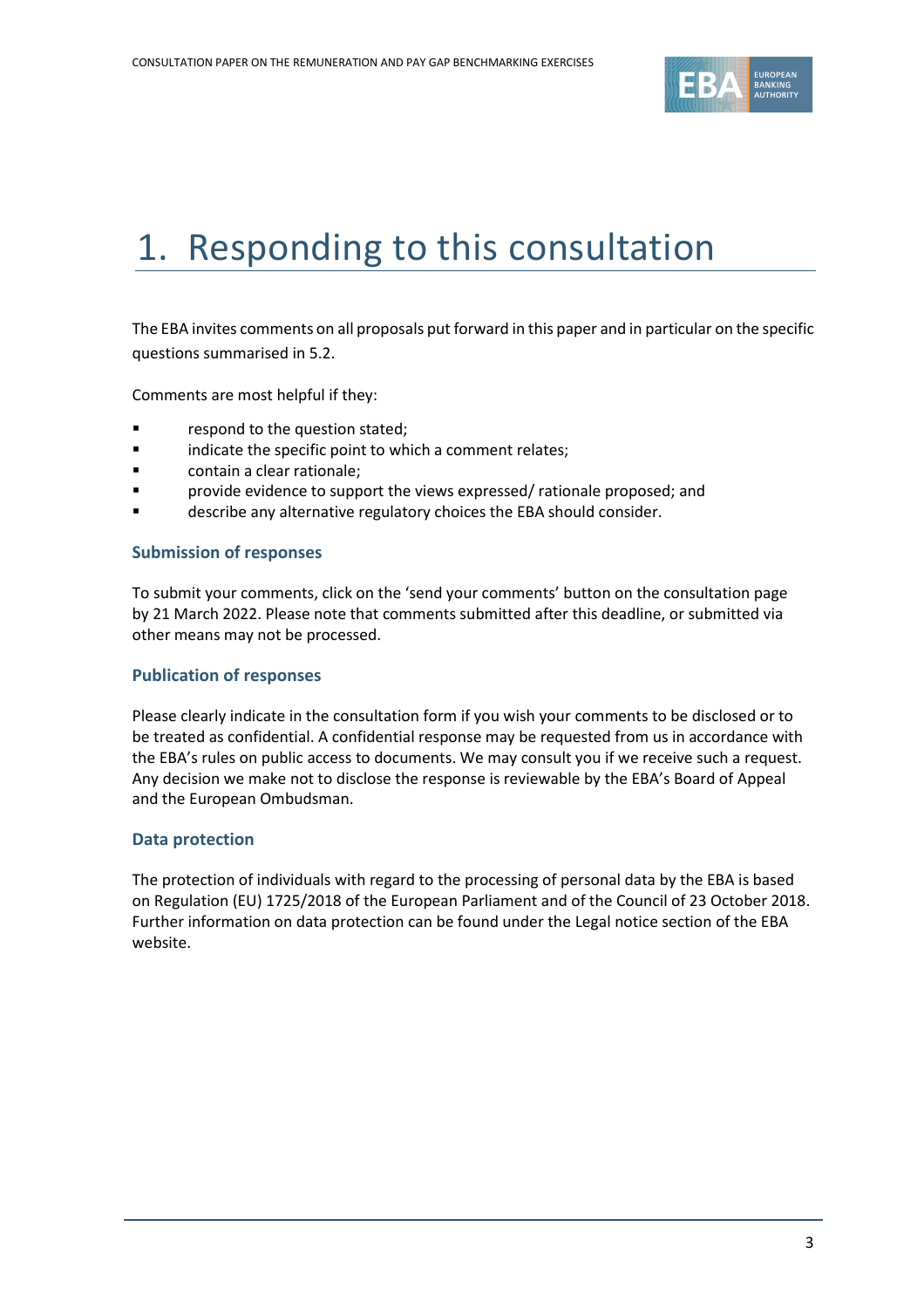# 1. Responding to this consultation

The EBA invites comments on all proposals put forward in this paper and in particular on the specific questions summarised in 5.2.

Comments are most helpful if they:

- respond to the question stated;
- indicate the specific point to which a comment relates;
- contain a clear rationale;
- provide evidence to support the views expressed/ rationale proposed; and
- describe any alternative regulatory choices the EBA should consider.

### Submission of responses

To submit your comments, click on the 'send your comments' button on the consultation page by 21 March 2022. Please note that comments submitted after this deadline, or submitted via other means may not be processed.

### Publication of responses

Please clearly indicate in the consultation form if you wish your comments to be disclosed or to be treated as confidential. A confidential response may be requested from us in accordance with the EBA's rules on public access to documents. We may consult you if we receive such a request. Any decision we make not to disclose the response is reviewable by the EBA's Board of Appeal and the European Ombudsman.

### Data protection

The protection of individuals with regard to the processing of personal data by the EBA is based on Regulation (EU) 1725/2018 of the European Parliament and of the Council of 23 October 2018. Further information on data protection can be found under the Legal notice section of the EBA website.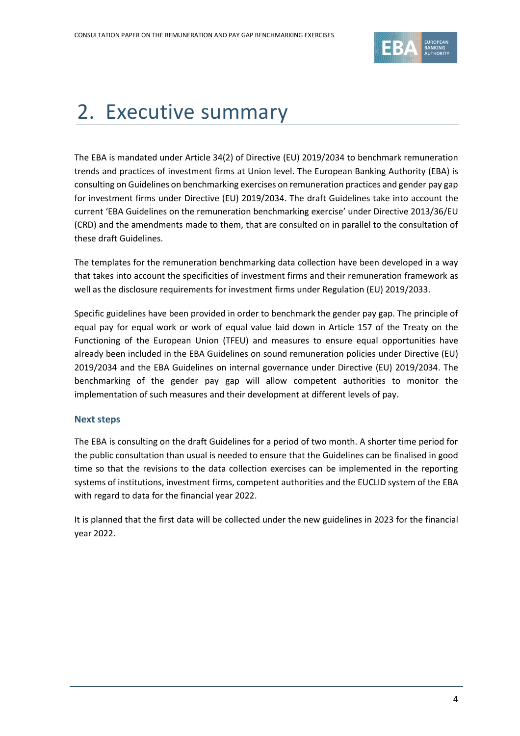# 2. Executive summary

The EBA is mandated under Article 34(2) of Directive (EU) 2019/2034 to benchmark remuneration trends and practices of investment firms at Union level. The European Banking Authority (EBA) is consulting on Guidelines on benchmarking exercises on remuneration practices and gender pay gap for investment firms under Directive (EU) 2019/2034. The draft Guidelines take into account the current 'EBA Guidelines on the remuneration benchmarking exercise' under Directive 2013/36/EU (CRD) and the amendments made to them, that are consulted on in parallel to the consultation of these draft Guidelines.

The templates for the remuneration benchmarking data collection have been developed in a way that takes into account the specificities of investment firms and their remuneration framework as well as the disclosure requirements for investment firms under Regulation (EU) 2019/2033.

Specific guidelines have been provided in order to benchmark the gender pay gap. The principle of equal pay for equal work or work of equal value laid down in Article 157 of the Treaty on the Functioning of the European Union (TFEU) and measures to ensure equal opportunities have already been included in the EBA Guidelines on sound remuneration policies under Directive (EU) 2019/2034 and the EBA Guidelines on internal governance under Directive (EU) 2019/2034. The benchmarking of the gender pay gap will allow competent authorities to monitor the implementation of such measures and their development at different levels of pay.

### Next steps

The EBA is consulting on the draft Guidelines for a period of two month. A shorter time period for the public consultation than usual is needed to ensure that the Guidelines can be finalised in good time so that the revisions to the data collection exercises can be implemented in the reporting systems of institutions, investment firms, competent authorities and the EUCLID system of the EBA with regard to data for the financial year 2022.

It is planned that the first data will be collected under the new guidelines in 2023 for the financial year 2022.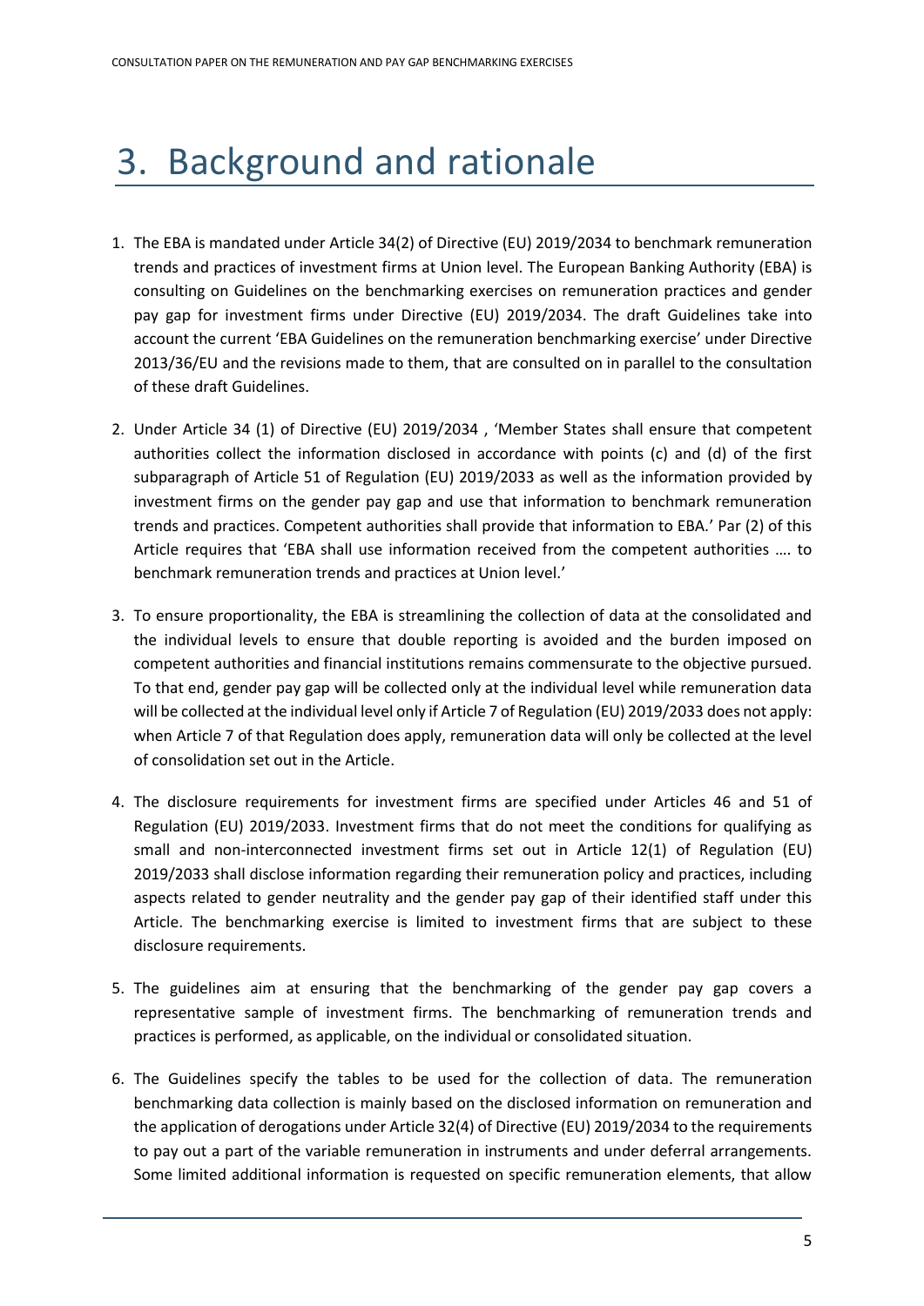# 3. Background and rationale

1. The EBA is mandated under Article 34(2) of Directive (EU) 2019/2034 to benchmark remuneration trends and practices of investment firms at Union level. The European Banking Authority (EBA) is consulting on Guidelines on the benchmarking exercises on remuneration practices and gender pay gap for investment firms under Directive (EU) 2019/2034. The draft Guidelines take into account the current 'EBA Guidelines on the remuneration benchmarking exercise' under Directive 2013/36/EU and the revisions made to them, that are consulted on in parallel to the consultation of these draft Guidelines.

2. Under Article 34 (1) of Directive (EU) 2019/2034 , 'Member States shall ensure that competent authorities collect the information disclosed in accordance with points (c) and (d) of the first subparagraph of Article 51 of Regulation (EU) 2019/2033 as well as the information provided by investment firms on the gender pay gap and use that information to benchmark remuneration trends and practices. Competent authorities shall provide that information to EBA.' Par (2) of this Article requires that 'EBA shall use information received from the competent authorities …. to benchmark remuneration trends and practices at Union level.'

3. To ensure proportionality, the EBA is streamlining the collection of data at the consolidated and the individual levels to ensure that double reporting is avoided and the burden imposed on competent authorities and financial institutions remains commensurate to the objective pursued. To that end, gender pay gap will be collected only at the individual level while remuneration data will be collected at the individual level only if Article 7 of Regulation (EU) 2019/2033 does not apply: when Article 7 of that Regulation does apply, remuneration data will only be collected at the level of consolidation set out in the Article.

4. The disclosure requirements for investment firms are specified under Articles 46 and 51 of Regulation (EU) 2019/2033. Investment firms that do not meet the conditions for qualifying as small and non-interconnected investment firms set out in Article 12(1) of Regulation (EU) 2019/2033 shall disclose information regarding their remuneration policy and practices, including aspects related to gender neutrality and the gender pay gap of their identified staff under this Article. The benchmarking exercise is limited to investment firms that are subject to these disclosure requirements.

5. The guidelines aim at ensuring that the benchmarking of the gender pay gap covers a representative sample of investment firms. The benchmarking of remuneration trends and practices is performed, as applicable, on the individual or consolidated situation.

6. The Guidelines specify the tables to be used for the collection of data. The remuneration benchmarking data collection is mainly based on the disclosed information on remuneration and the application of derogations under Article 32(4) of Directive (EU) 2019/2034 to the requirements to pay out a part of the variable remuneration in instruments and under deferral arrangements. Some limited additional information is requested on specific remuneration elements, that allow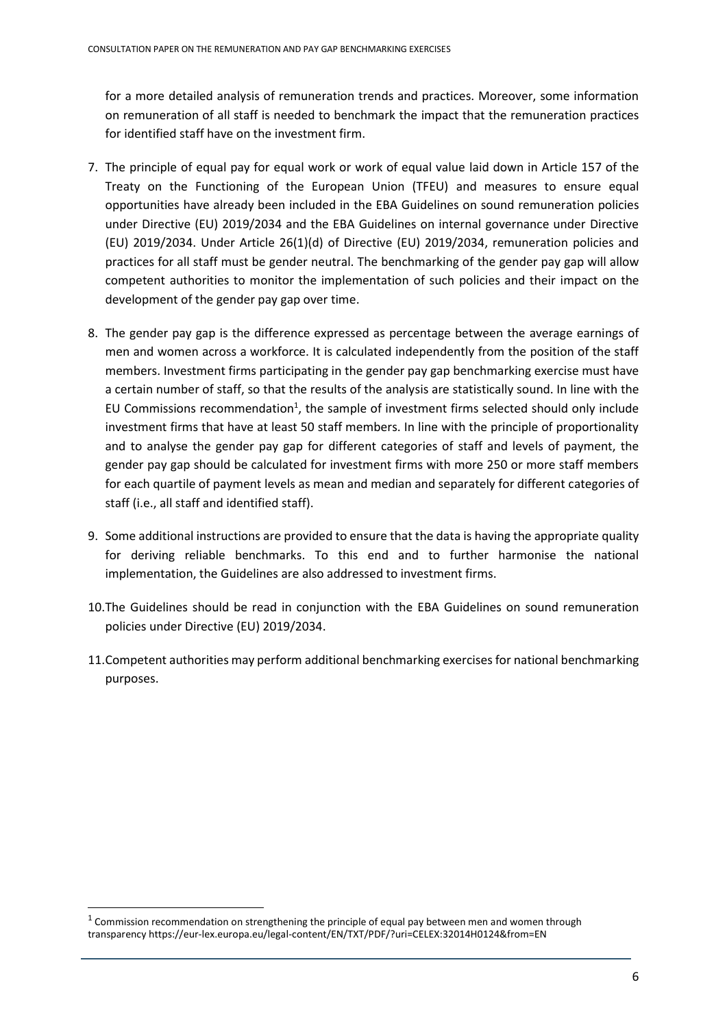for a more detailed analysis of remuneration trends and practices. Moreover, some information on remuneration of all staff is needed to benchmark the impact that the remuneration practices for identified staff have on the investment firm.

7. The principle of equal pay for equal work or work of equal value laid down in Article 157 of the Treaty on the Functioning of the European Union (TFEU) and measures to ensure equal opportunities have already been included in the EBA Guidelines on sound remuneration policies under Directive (EU) 2019/2034 and the EBA Guidelines on internal governance under Directive (EU) 2019/2034. Under Article 26(1)(d) of Directive (EU) 2019/2034, remuneration policies and practices for all staff must be gender neutral. The benchmarking of the gender pay gap will allow competent authorities to monitor the implementation of such policies and their impact on the development of the gender pay gap over time.

8. The gender pay gap is the difference expressed as percentage between the average earnings of men and women across a workforce. It is calculated independently from the position of the staff members. Investment firms participating in the gender pay gap benchmarking exercise must have a certain number of staff, so that the results of the analysis are statistically sound. In line with the EU Commissions recommendation[1], the sample of investment firms selected should only include investment firms that have at least 50 staff members. In line with the principle of proportionality and to analyse the gender pay gap for different categories of staff and levels of payment, the gender pay gap should be calculated for investment firms with more 250 or more staff members for each quartile of payment levels as mean and median and separately for different categories of staff (i.e., all staff and identified staff).

9. Some additional instructions are provided to ensure that the data is having the appropriate quality for deriving reliable benchmarks. To this end and to further harmonise the national implementation, the Guidelines are also addressed to investment firms.

10. The Guidelines should be read in conjunction with the EBA Guidelines on sound remuneration policies under Directive (EU) 2019/2034.

11. Competent authorities may perform additional benchmarking exercises for national benchmarking purposes.

[1] Commission recommendation on strengthening the principle of equal pay between men and women through transparency https://eur-lex.europa.eu/legal-content/EN/TXT/PDF/?uri=CELEX:32014H0124&from=EN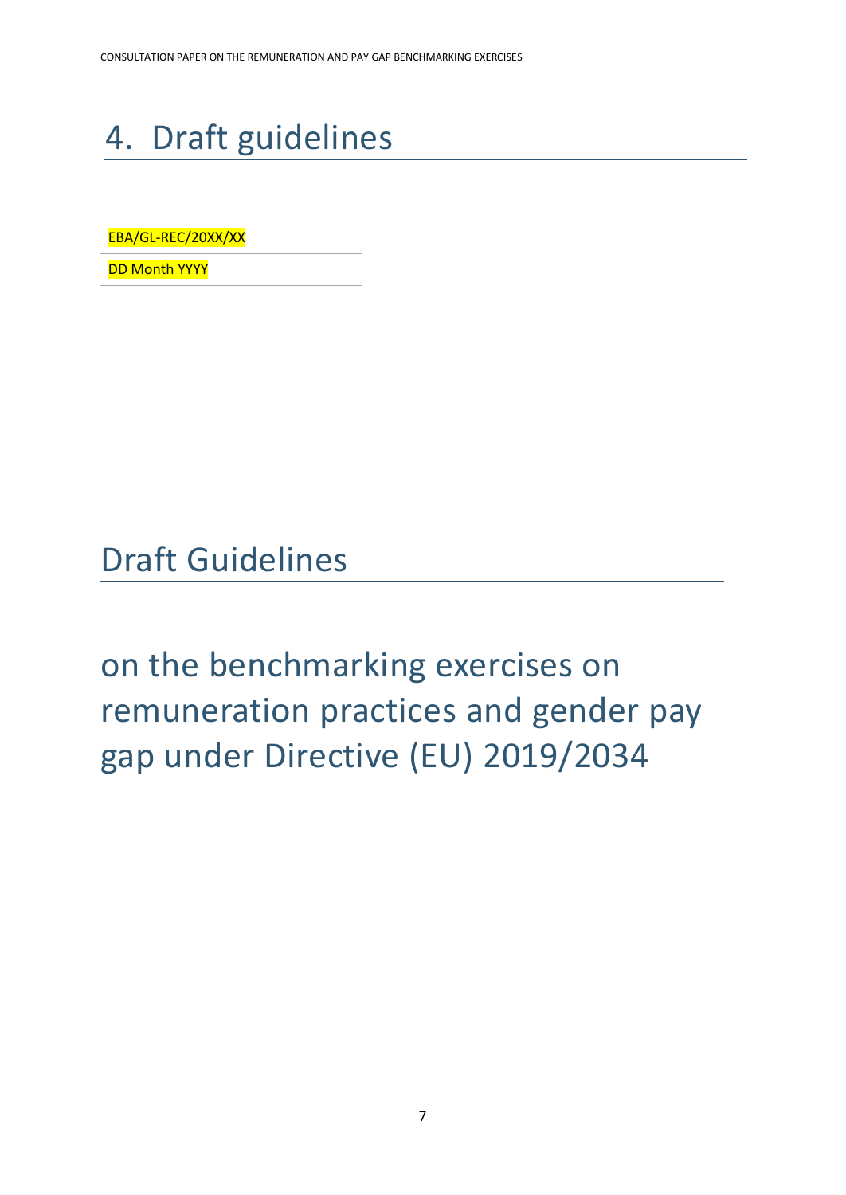# 4. Draft guidelines

EBA/GL-REC/20XX/XX

DD Month YYYY

## Draft Guidelines

## on the benchmarking exercises on remuneration practices and gender pay gap under Directive (EU) 2019/2034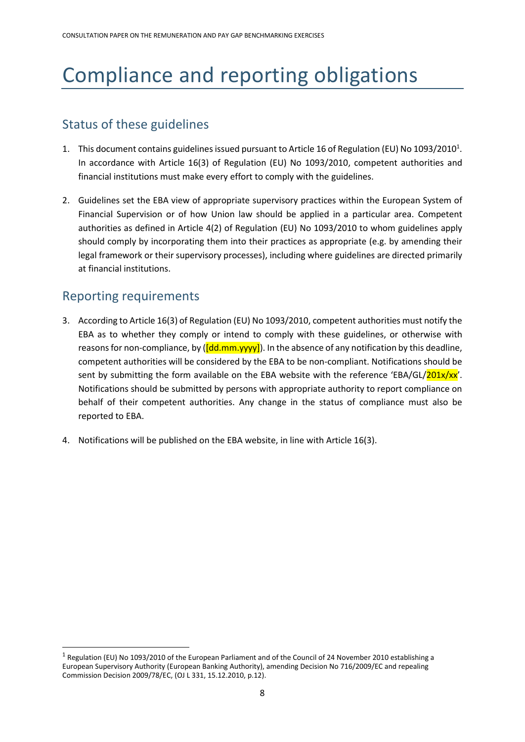# Compliance and reporting obligations

## Status of these guidelines

1. This document contains guidelines issued pursuant to Article 16 of Regulation (EU) No 1093/2010[1]. In accordance with Article 16(3) of Regulation (EU) No 1093/2010, competent authorities and financial institutions must make every effort to comply with the guidelines.

2. Guidelines set the EBA view of appropriate supervisory practices within the European System of Financial Supervision or of how Union law should be applied in a particular area. Competent authorities as defined in Article 4(2) of Regulation (EU) No 1093/2010 to whom guidelines apply should comply by incorporating them into their practices as appropriate (e.g. by amending their legal framework or their supervisory processes), including where guidelines are directed primarily at financial institutions.

## Reporting requirements

3. According to Article 16(3) of Regulation (EU) No 1093/2010, competent authorities must notify the EBA as to whether they comply or intend to comply with these guidelines, or otherwise with reasons for non-compliance, by ([dd.mm.yyyy]). In the absence of any notification by this deadline, competent authorities will be considered by the EBA to be non-compliant. Notifications should be sent by submitting the form available on the EBA website with the reference 'EBA/GL/201x/xx'. Notifications should be submitted by persons with appropriate authority to report compliance on behalf of their competent authorities. Any change in the status of compliance must also be reported to EBA.

4. Notifications will be published on the EBA website, in line with Article 16(3).

---

[1] Regulation (EU) No 1093/2010 of the European Parliament and of the Council of 24 November 2010 establishing a European Supervisory Authority (European Banking Authority), amending Decision No 716/2009/EC and repealing Commission Decision 2009/78/EC, (OJ L 331, 15.12.2010, p.12).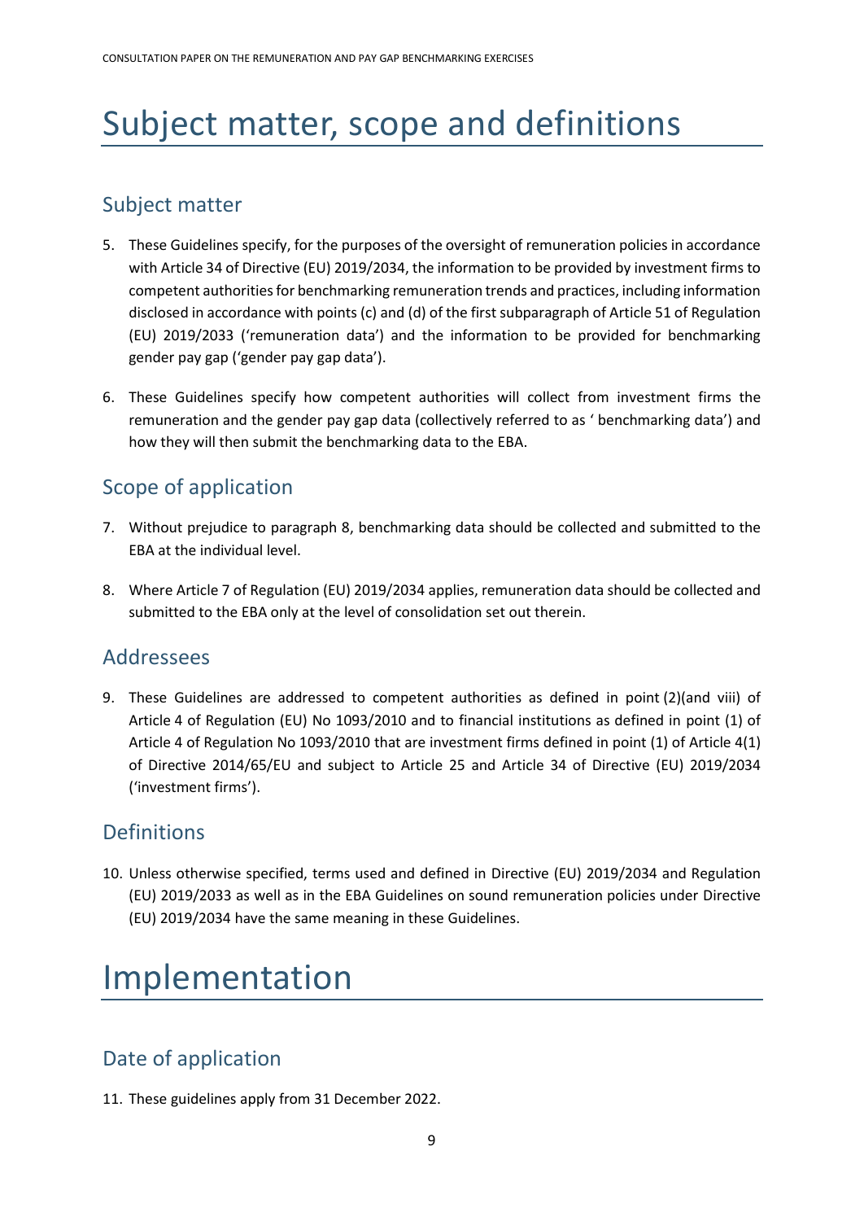# Subject matter, scope and definitions

## Subject matter

5. These Guidelines specify, for the purposes of the oversight of remuneration policies in accordance with Article 34 of Directive (EU) 2019/2034, the information to be provided by investment firms to competent authorities for benchmarking remuneration trends and practices, including information disclosed in accordance with points (c) and (d) of the first subparagraph of Article 51 of Regulation (EU) 2019/2033 ('remuneration data') and the information to be provided for benchmarking gender pay gap ('gender pay gap data').

6. These Guidelines specify how competent authorities will collect from investment firms the remuneration and the gender pay gap data (collectively referred to as ' benchmarking data') and how they will then submit the benchmarking data to the EBA.

## Scope of application

7. Without prejudice to paragraph 8, benchmarking data should be collected and submitted to the EBA at the individual level.

8. Where Article 7 of Regulation (EU) 2019/2034 applies, remuneration data should be collected and submitted to the EBA only at the level of consolidation set out therein.

## Addressees

9. These Guidelines are addressed to competent authorities as defined in point (2)(and viii) of Article 4 of Regulation (EU) No 1093/2010 and to financial institutions as defined in point (1) of Article 4 of Regulation No 1093/2010 that are investment firms defined in point (1) of Article 4(1) of Directive 2014/65/EU and subject to Article 25 and Article 34 of Directive (EU) 2019/2034 ('investment firms').

## Definitions

10. Unless otherwise specified, terms used and defined in Directive (EU) 2019/2034 and Regulation (EU) 2019/2033 as well as in the EBA Guidelines on sound remuneration policies under Directive (EU) 2019/2034 have the same meaning in these Guidelines.

# Implementation

## Date of application

11. These guidelines apply from 31 December 2022.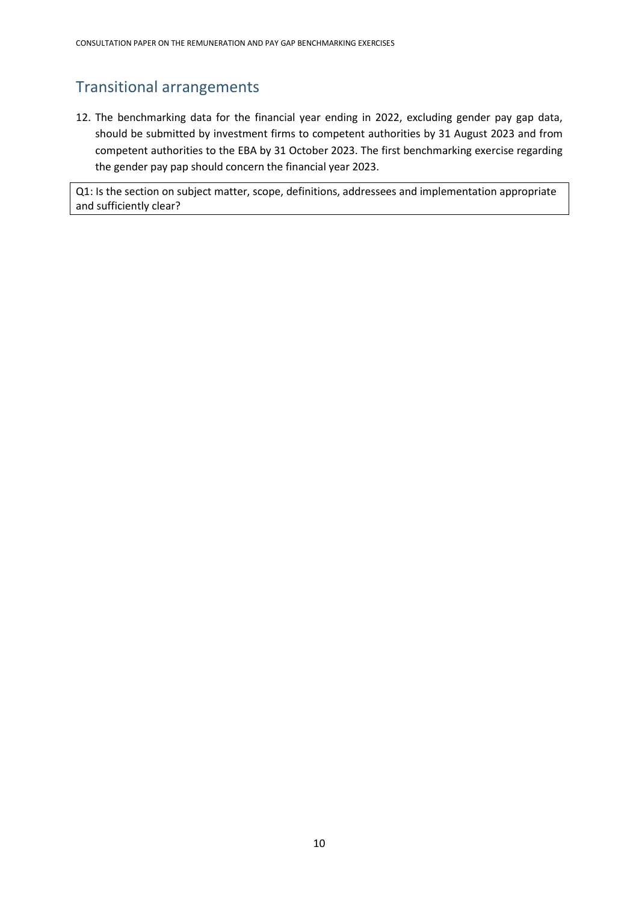## Transitional arrangements

12. The benchmarking data for the financial year ending in 2022, excluding gender pay gap data, should be submitted by investment firms to competent authorities by 31 August 2023 and from competent authorities to the EBA by 31 October 2023. The first benchmarking exercise regarding the gender pay pap should concern the financial year 2023.

| Q1: Is the section on subject matter, scope, definitions, addressees and implementation appropriate and sufficiently clear? |
|---|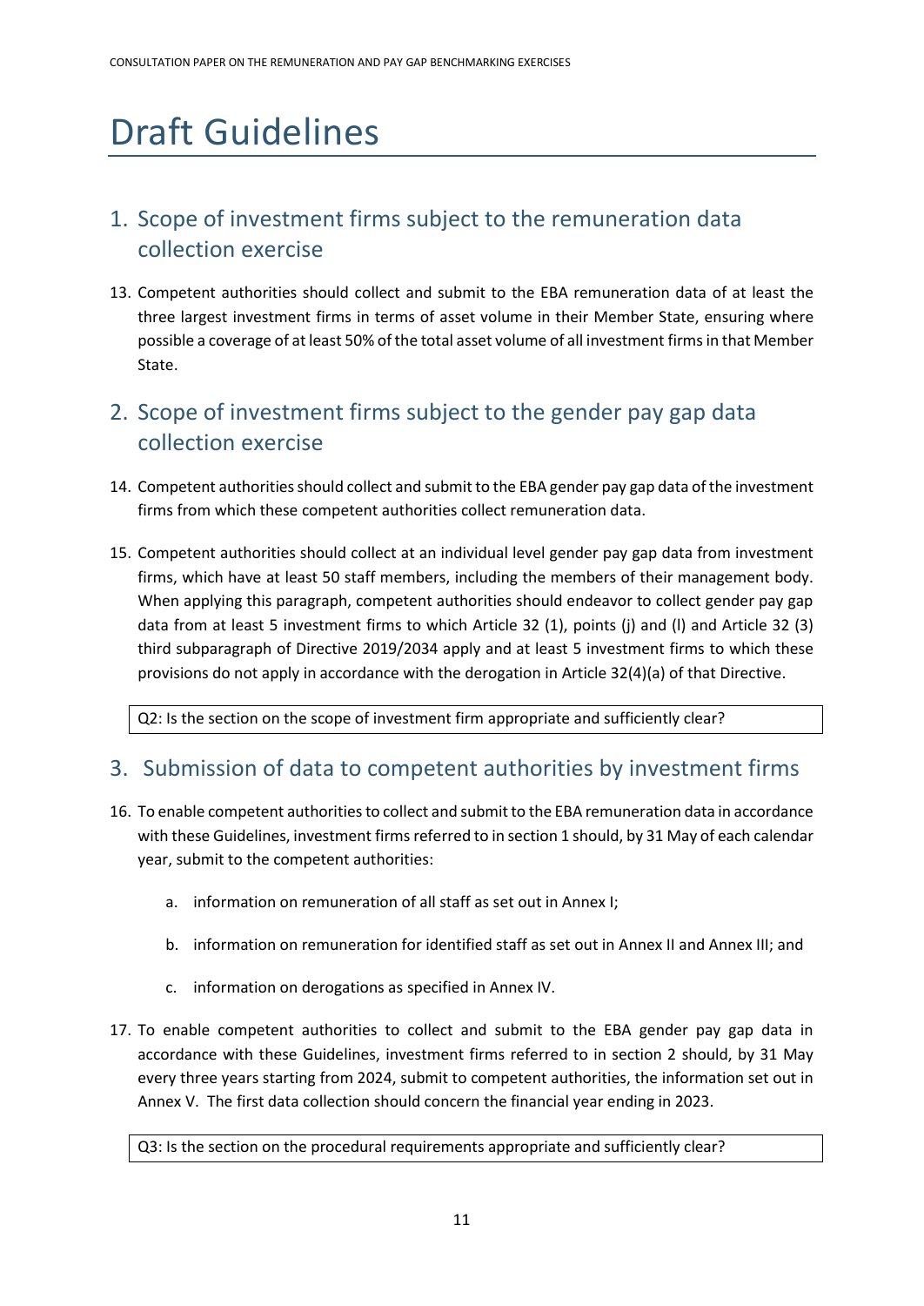# Draft Guidelines

## 1. Scope of investment firms subject to the remuneration data collection exercise

13. Competent authorities should collect and submit to the EBA remuneration data of at least the three largest investment firms in terms of asset volume in their Member State, ensuring where possible a coverage of at least 50% of the total asset volume of all investment firms in that Member State.

## 2. Scope of investment firms subject to the gender pay gap data collection exercise

14. Competent authorities should collect and submit to the EBA gender pay gap data of the investment firms from which these competent authorities collect remuneration data.

15. Competent authorities should collect at an individual level gender pay gap data from investment firms, which have at least 50 staff members, including the members of their management body. When applying this paragraph, competent authorities should endeavor to collect gender pay gap data from at least 5 investment firms to which Article 32 (1), points (j) and (l) and Article 32 (3) third subparagraph of Directive 2019/2034 apply and at least 5 investment firms to which these provisions do not apply in accordance with the derogation in Article 32(4)(a) of that Directive.

| Q2: Is the section on the scope of investment firm appropriate and sufficiently clear? |
|---|

## 3. Submission of data to competent authorities by investment firms

16. To enable competent authorities to collect and submit to the EBA remuneration data in accordance with these Guidelines, investment firms referred to in section 1 should, by 31 May of each calendar year, submit to the competent authorities:

    a. information on remuneration of all staff as set out in Annex I;

    b. information on remuneration for identified staff as set out in Annex II and Annex III; and

    c. information on derogations as specified in Annex IV.

17. To enable competent authorities to collect and submit to the EBA gender pay gap data in accordance with these Guidelines, investment firms referred to in section 2 should, by 31 May every three years starting from 2024, submit to competent authorities, the information set out in Annex V. The first data collection should concern the financial year ending in 2023.

| Q3: Is the section on the procedural requirements appropriate and sufficiently clear? |
|---|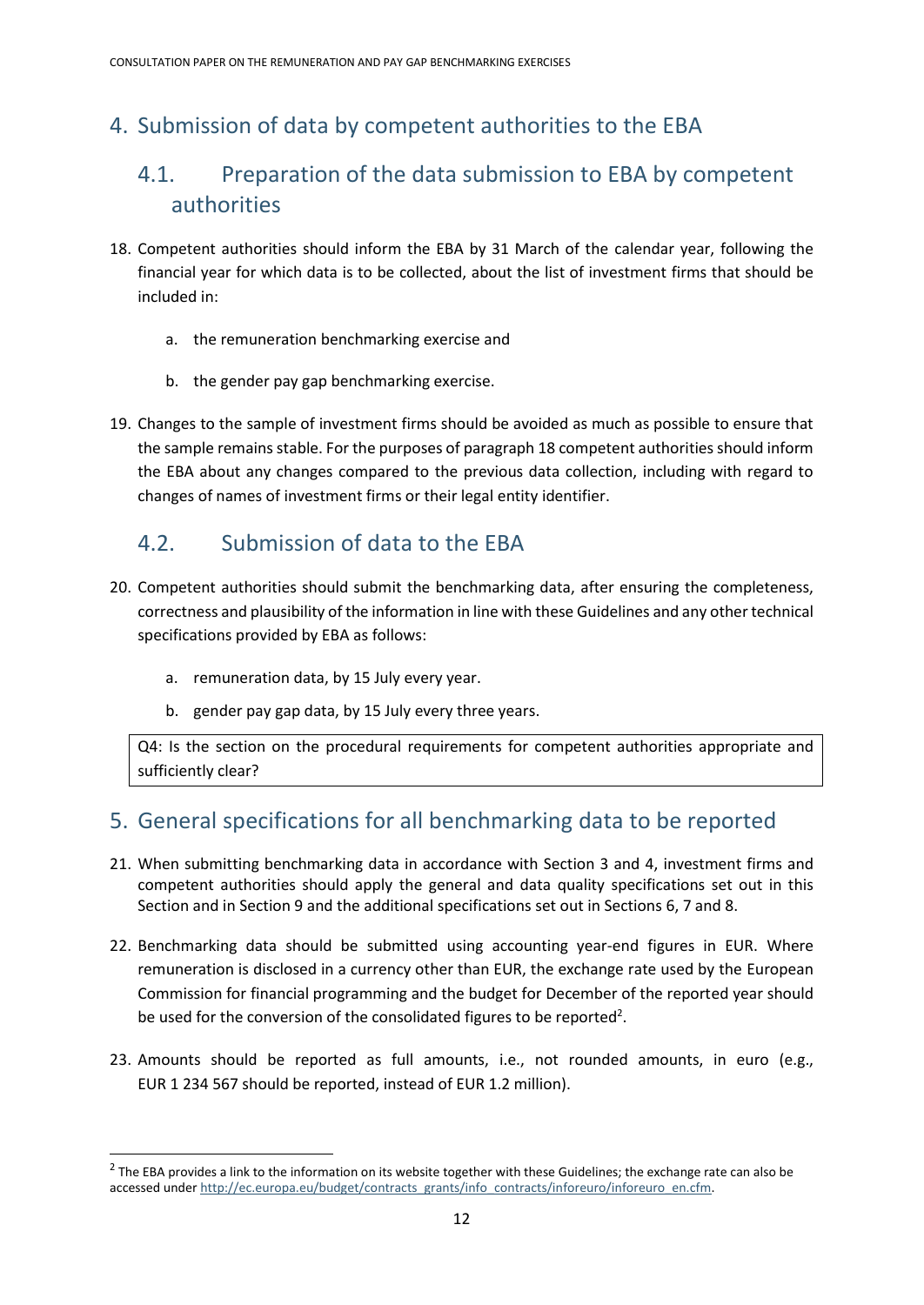# 4. Submission of data by competent authorities to the EBA

## 4.1. Preparation of the data submission to EBA by competent authorities

18. Competent authorities should inform the EBA by 31 March of the calendar year, following the financial year for which data is to be collected, about the list of investment firms that should be included in:

    a. the remuneration benchmarking exercise and

    b. the gender pay gap benchmarking exercise.

19. Changes to the sample of investment firms should be avoided as much as possible to ensure that the sample remains stable. For the purposes of paragraph 18 competent authorities should inform the EBA about any changes compared to the previous data collection, including with regard to changes of names of investment firms or their legal entity identifier.

## 4.2. Submission of data to the EBA

20. Competent authorities should submit the benchmarking data, after ensuring the completeness, correctness and plausibility of the information in line with these Guidelines and any other technical specifications provided by EBA as follows:

    a. remuneration data, by 15 July every year.

    b. gender pay gap data, by 15 July every three years.

Q4: Is the section on the procedural requirements for competent authorities appropriate and sufficiently clear?

# 5. General specifications for all benchmarking data to be reported

21. When submitting benchmarking data in accordance with Section 3 and 4, investment firms and competent authorities should apply the general and data quality specifications set out in this Section and in Section 9 and the additional specifications set out in Sections 6, 7 and 8.

22. Benchmarking data should be submitted using accounting year-end figures in EUR. Where remuneration is disclosed in a currency other than EUR, the exchange rate used by the European Commission for financial programming and the budget for December of the reported year should be used for the conversion of the consolidated figures to be reported[2].

23. Amounts should be reported as full amounts, i.e., not rounded amounts, in euro (e.g., EUR 1 234 567 should be reported, instead of EUR 1.2 million).

[2] The EBA provides a link to the information on its website together with these Guidelines; the exchange rate can also be accessed under http://ec.europa.eu/budget/contracts_grants/info_contracts/inforeuro/inforeuro_en.cfm.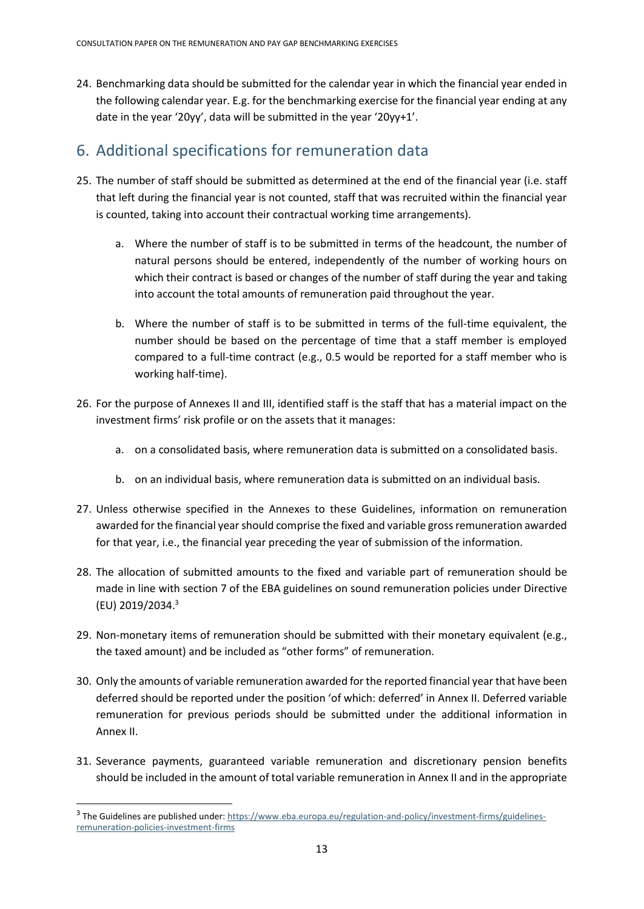24. Benchmarking data should be submitted for the calendar year in which the financial year ended in the following calendar year. E.g. for the benchmarking exercise for the financial year ending at any date in the year '20yy', data will be submitted in the year '20yy+1'.

## 6. Additional specifications for remuneration data

25. The number of staff should be submitted as determined at the end of the financial year (i.e. staff that left during the financial year is not counted, staff that was recruited within the financial year is counted, taking into account their contractual working time arrangements).

    a. Where the number of staff is to be submitted in terms of the headcount, the number of natural persons should be entered, independently of the number of working hours on which their contract is based or changes of the number of staff during the year and taking into account the total amounts of remuneration paid throughout the year.

    b. Where the number of staff is to be submitted in terms of the full-time equivalent, the number should be based on the percentage of time that a staff member is employed compared to a full-time contract (e.g., 0.5 would be reported for a staff member who is working half-time).

26. For the purpose of Annexes II and III, identified staff is the staff that has a material impact on the investment firms' risk profile or on the assets that it manages:

    a. on a consolidated basis, where remuneration data is submitted on a consolidated basis.

    b. on an individual basis, where remuneration data is submitted on an individual basis.

27. Unless otherwise specified in the Annexes to these Guidelines, information on remuneration awarded for the financial year should comprise the fixed and variable gross remuneration awarded for that year, i.e., the financial year preceding the year of submission of the information.

28. The allocation of submitted amounts to the fixed and variable part of remuneration should be made in line with section 7 of the EBA guidelines on sound remuneration policies under Directive (EU) 2019/2034.[3]

29. Non-monetary items of remuneration should be submitted with their monetary equivalent (e.g., the taxed amount) and be included as "other forms" of remuneration.

30. Only the amounts of variable remuneration awarded for the reported financial year that have been deferred should be reported under the position 'of which: deferred' in Annex II. Deferred variable remuneration for previous periods should be submitted under the additional information in Annex II.

31. Severance payments, guaranteed variable remuneration and discretionary pension benefits should be included in the amount of total variable remuneration in Annex II and in the appropriate

---

[3] The Guidelines are published under: https://www.eba.europa.eu/regulation-and-policy/investment-firms/guidelines-remuneration-policies-investment-firms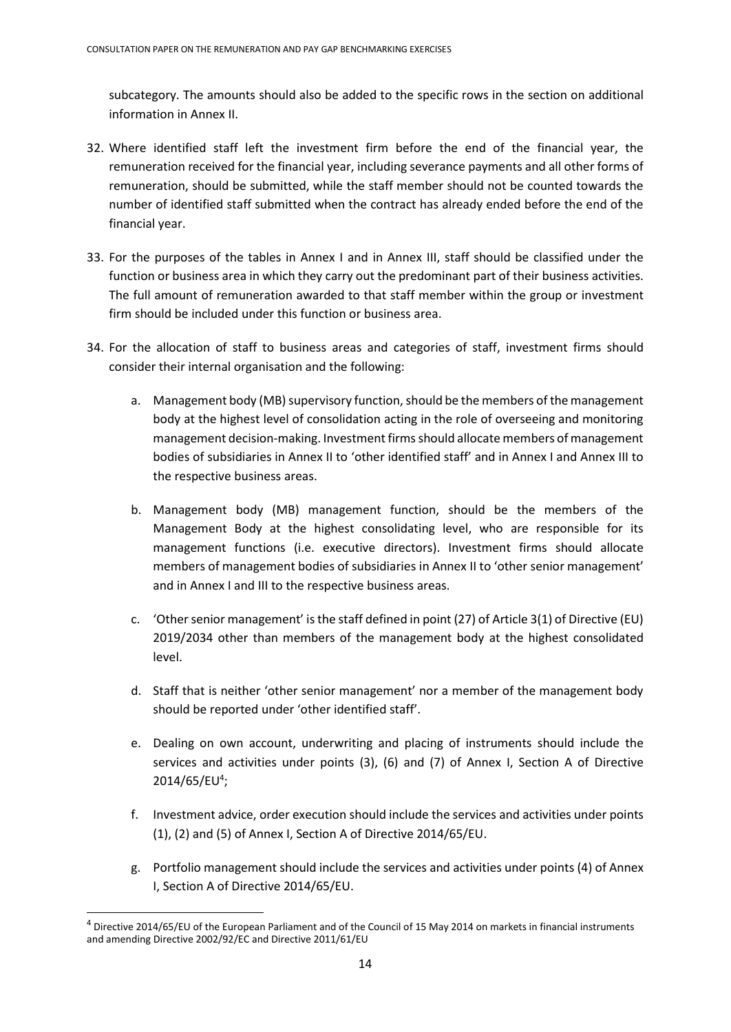subcategory. The amounts should also be added to the specific rows in the section on additional information in Annex II.

32. Where identified staff left the investment firm before the end of the financial year, the remuneration received for the financial year, including severance payments and all other forms of remuneration, should be submitted, while the staff member should not be counted towards the number of identified staff submitted when the contract has already ended before the end of the financial year.

33. For the purposes of the tables in Annex I and in Annex III, staff should be classified under the function or business area in which they carry out the predominant part of their business activities. The full amount of remuneration awarded to that staff member within the group or investment firm should be included under this function or business area.

34. For the allocation of staff to business areas and categories of staff, investment firms should consider their internal organisation and the following:

    a. Management body (MB) supervisory function, should be the members of the management body at the highest level of consolidation acting in the role of overseeing and monitoring management decision-making. Investment firms should allocate members of management bodies of subsidiaries in Annex II to 'other identified staff' and in Annex I and Annex III to the respective business areas.

    b. Management body (MB) management function, should be the members of the Management Body at the highest consolidating level, who are responsible for its management functions (i.e. executive directors). Investment firms should allocate members of management bodies of subsidiaries in Annex II to 'other senior management' and in Annex I and III to the respective business areas.

    c. 'Other senior management' is the staff defined in point (27) of Article 3(1) of Directive (EU) 2019/2034 other than members of the management body at the highest consolidated level.

    d. Staff that is neither 'other senior management' nor a member of the management body should be reported under 'other identified staff'.

    e. Dealing on own account, underwriting and placing of instruments should include the services and activities under points (3), (6) and (7) of Annex I, Section A of Directive 2014/65/EU[4];

    f. Investment advice, order execution should include the services and activities under points (1), (2) and (5) of Annex I, Section A of Directive 2014/65/EU.

    g. Portfolio management should include the services and activities under points (4) of Annex I, Section A of Directive 2014/65/EU.

[4] Directive 2014/65/EU of the European Parliament and of the Council of 15 May 2014 on markets in financial instruments and amending Directive 2002/92/EC and Directive 2011/61/EU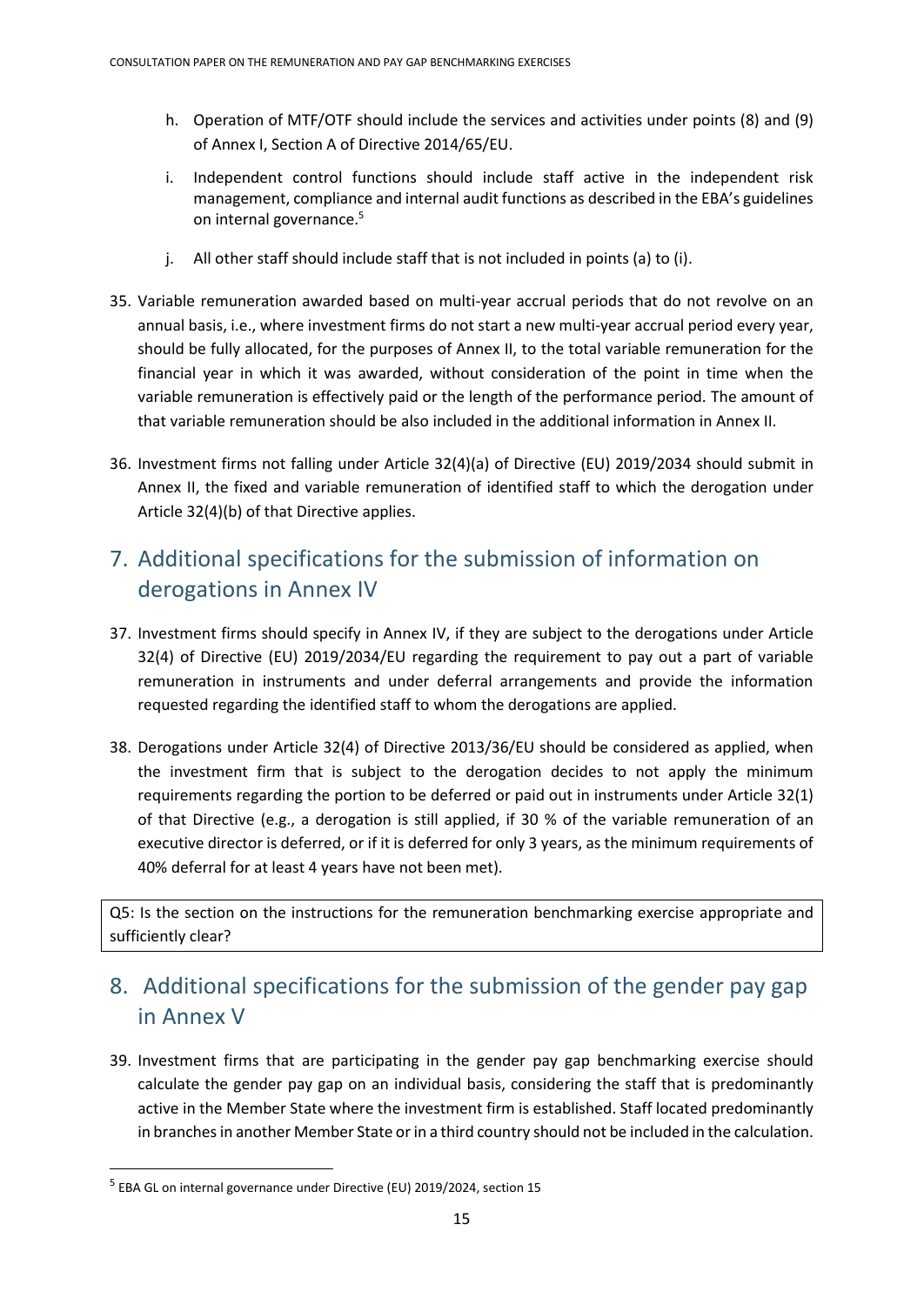h. Operation of MTF/OTF should include the services and activities under points (8) and (9) of Annex I, Section A of Directive 2014/65/EU.

i. Independent control functions should include staff active in the independent risk management, compliance and internal audit functions as described in the EBA's guidelines on internal governance.[5]

j. All other staff should include staff that is not included in points (a) to (i).

35. Variable remuneration awarded based on multi-year accrual periods that do not revolve on an annual basis, i.e., where investment firms do not start a new multi-year accrual period every year, should be fully allocated, for the purposes of Annex II, to the total variable remuneration for the financial year in which it was awarded, without consideration of the point in time when the variable remuneration is effectively paid or the length of the performance period. The amount of that variable remuneration should be also included in the additional information in Annex II.

36. Investment firms not falling under Article 32(4)(a) of Directive (EU) 2019/2034 should submit in Annex II, the fixed and variable remuneration of identified staff to which the derogation under Article 32(4)(b) of that Directive applies.

## 7. Additional specifications for the submission of information on derogations in Annex IV

37. Investment firms should specify in Annex IV, if they are subject to the derogations under Article 32(4) of Directive (EU) 2019/2034/EU regarding the requirement to pay out a part of variable remuneration in instruments and under deferral arrangements and provide the information requested regarding the identified staff to whom the derogations are applied.

38. Derogations under Article 32(4) of Directive 2013/36/EU should be considered as applied, when the investment firm that is subject to the derogation decides to not apply the minimum requirements regarding the portion to be deferred or paid out in instruments under Article 32(1) of that Directive (e.g., a derogation is still applied, if 30 % of the variable remuneration of an executive director is deferred, or if it is deferred for only 3 years, as the minimum requirements of 40% deferral for at least 4 years have not been met).

| Q5: Is the section on the instructions for the remuneration benchmarking exercise appropriate and sufficiently clear? |
|---|

## 8. Additional specifications for the submission of the gender pay gap in Annex V

39. Investment firms that are participating in the gender pay gap benchmarking exercise should calculate the gender pay gap on an individual basis, considering the staff that is predominantly active in the Member State where the investment firm is established. Staff located predominantly in branches in another Member State or in a third country should not be included in the calculation.

---

[5] EBA GL on internal governance under Directive (EU) 2019/2024, section 15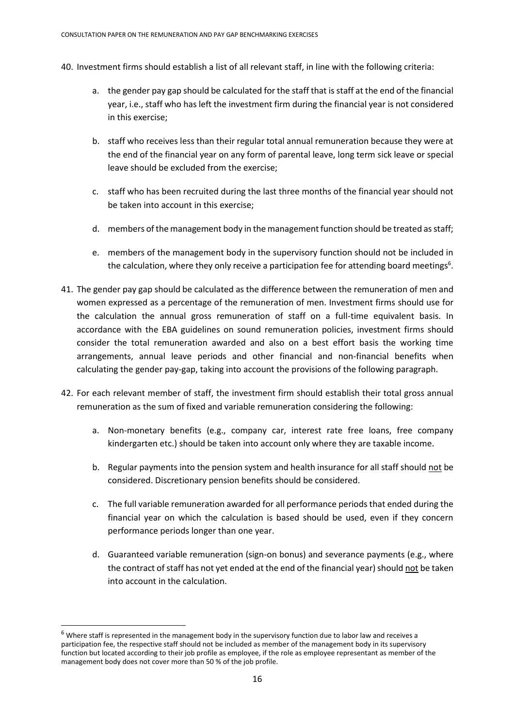40. Investment firms should establish a list of all relevant staff, in line with the following criteria:

    a. the gender pay gap should be calculated for the staff that is staff at the end of the financial year, i.e., staff who has left the investment firm during the financial year is not considered in this exercise;

    b. staff who receives less than their regular total annual remuneration because they were at the end of the financial year on any form of parental leave, long term sick leave or special leave should be excluded from the exercise;

    c. staff who has been recruited during the last three months of the financial year should not be taken into account in this exercise;

    d. members of the management body in the management function should be treated as staff;

    e. members of the management body in the supervisory function should not be included in the calculation, where they only receive a participation fee for attending board meetings[6].

41. The gender pay gap should be calculated as the difference between the remuneration of men and women expressed as a percentage of the remuneration of men. Investment firms should use for the calculation the annual gross remuneration of staff on a full-time equivalent basis. In accordance with the EBA guidelines on sound remuneration policies, investment firms should consider the total remuneration awarded and also on a best effort basis the working time arrangements, annual leave periods and other financial and non-financial benefits when calculating the gender pay-gap, taking into account the provisions of the following paragraph.

42. For each relevant member of staff, the investment firm should establish their total gross annual remuneration as the sum of fixed and variable remuneration considering the following:

    a. Non-monetary benefits (e.g., company car, interest rate free loans, free company kindergarten etc.) should be taken into account only where they are taxable income.

    b. Regular payments into the pension system and health insurance for all staff should not be considered. Discretionary pension benefits should be considered.

    c. The full variable remuneration awarded for all performance periods that ended during the financial year on which the calculation is based should be used, even if they concern performance periods longer than one year.

    d. Guaranteed variable remuneration (sign-on bonus) and severance payments (e.g., where the contract of staff has not yet ended at the end of the financial year) should not be taken into account in the calculation.

---

[6] Where staff is represented in the management body in the supervisory function due to labor law and receives a participation fee, the respective staff should not be included as member of the management body in its supervisory function but located according to their job profile as employee, if the role as employee representant as member of the management body does not cover more than 50 % of the job profile.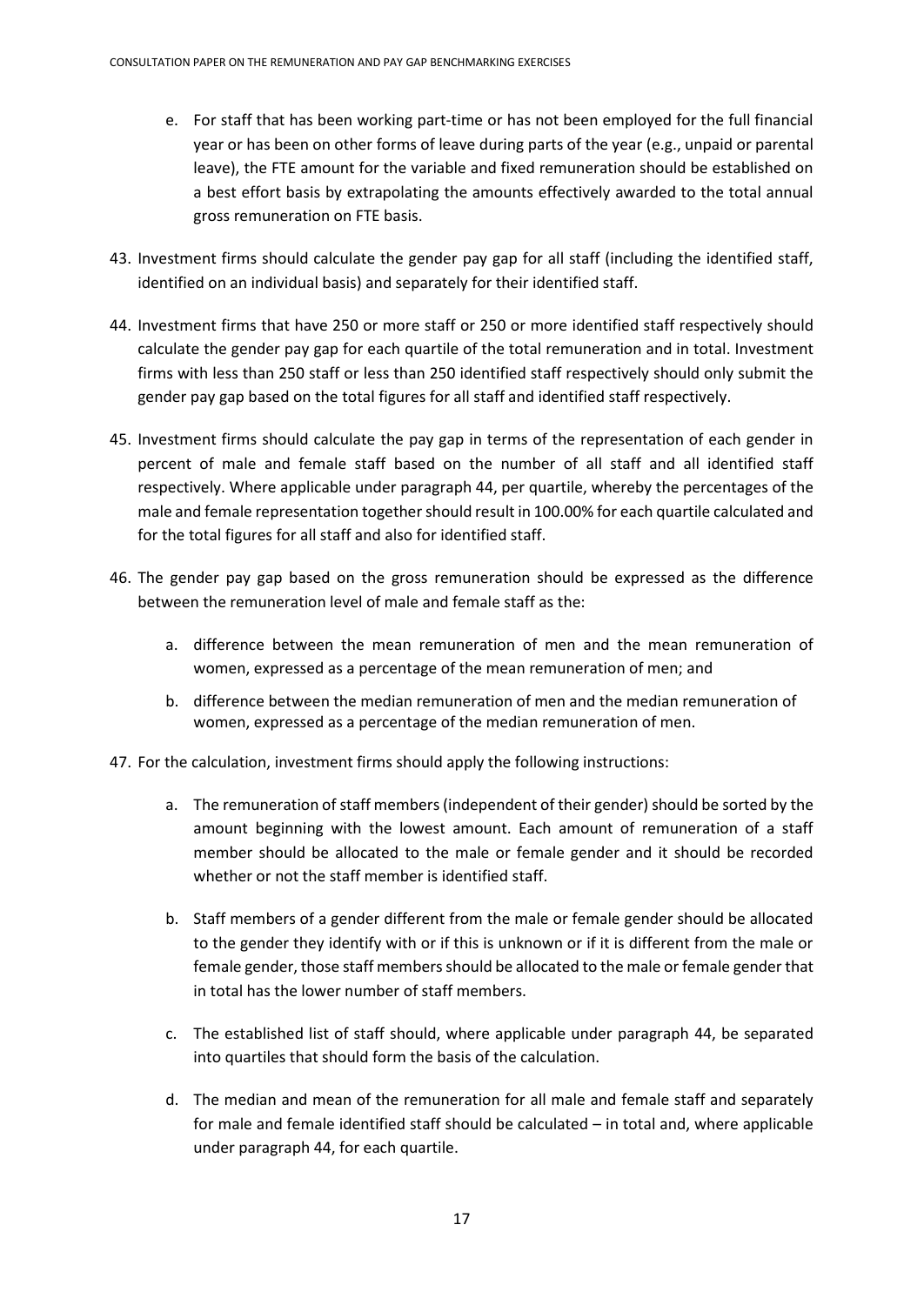e. For staff that has been working part-time or has not been employed for the full financial year or has been on other forms of leave during parts of the year (e.g., unpaid or parental leave), the FTE amount for the variable and fixed remuneration should be established on a best effort basis by extrapolating the amounts effectively awarded to the total annual gross remuneration on FTE basis.

43. Investment firms should calculate the gender pay gap for all staff (including the identified staff, identified on an individual basis) and separately for their identified staff.

44. Investment firms that have 250 or more staff or 250 or more identified staff respectively should calculate the gender pay gap for each quartile of the total remuneration and in total. Investment firms with less than 250 staff or less than 250 identified staff respectively should only submit the gender pay gap based on the total figures for all staff and identified staff respectively.

45. Investment firms should calculate the pay gap in terms of the representation of each gender in percent of male and female staff based on the number of all staff and all identified staff respectively. Where applicable under paragraph 44, per quartile, whereby the percentages of the male and female representation together should result in 100.00% for each quartile calculated and for the total figures for all staff and also for identified staff.

46. The gender pay gap based on the gross remuneration should be expressed as the difference between the remuneration level of male and female staff as the:

    a. difference between the mean remuneration of men and the mean remuneration of women, expressed as a percentage of the mean remuneration of men; and

    b. difference between the median remuneration of men and the median remuneration of women, expressed as a percentage of the median remuneration of men.

47. For the calculation, investment firms should apply the following instructions:

    a. The remuneration of staff members (independent of their gender) should be sorted by the amount beginning with the lowest amount. Each amount of remuneration of a staff member should be allocated to the male or female gender and it should be recorded whether or not the staff member is identified staff.

    b. Staff members of a gender different from the male or female gender should be allocated to the gender they identify with or if this is unknown or if it is different from the male or female gender, those staff members should be allocated to the male or female gender that in total has the lower number of staff members.

    c. The established list of staff should, where applicable under paragraph 44, be separated into quartiles that should form the basis of the calculation.

    d. The median and mean of the remuneration for all male and female staff and separately for male and female identified staff should be calculated – in total and, where applicable under paragraph 44, for each quartile.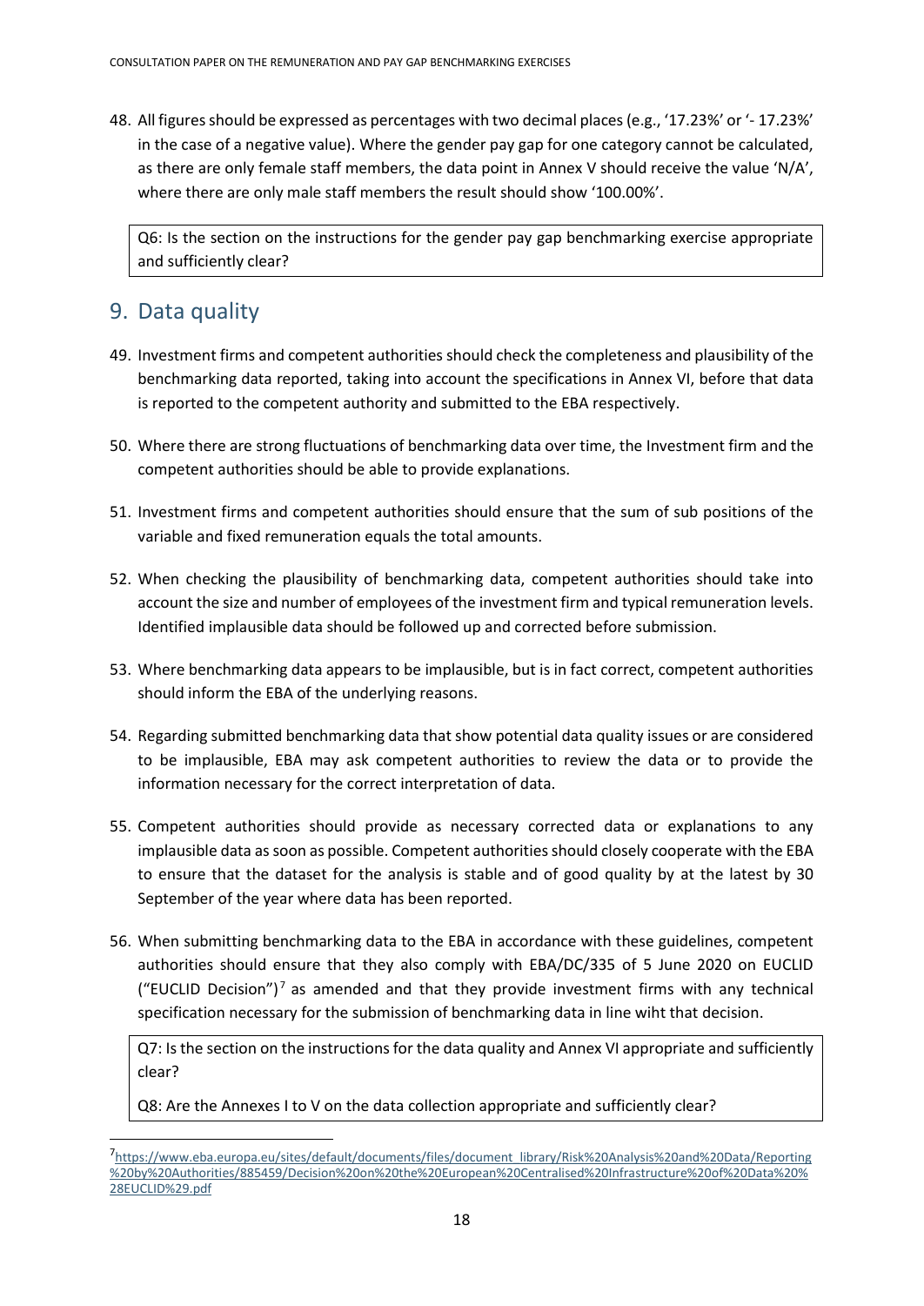48. All figures should be expressed as percentages with two decimal places (e.g., '17.23%' or '- 17.23%' in the case of a negative value). Where the gender pay gap for one category cannot be calculated, as there are only female staff members, the data point in Annex V should receive the value 'N/A', where there are only male staff members the result should show '100.00%'.

> Q6: Is the section on the instructions for the gender pay gap benchmarking exercise appropriate and sufficiently clear?

## 9. Data quality

49. Investment firms and competent authorities should check the completeness and plausibility of the benchmarking data reported, taking into account the specifications in Annex VI, before that data is reported to the competent authority and submitted to the EBA respectively.

50. Where there are strong fluctuations of benchmarking data over time, the Investment firm and the competent authorities should be able to provide explanations.

51. Investment firms and competent authorities should ensure that the sum of sub positions of the variable and fixed remuneration equals the total amounts.

52. When checking the plausibility of benchmarking data, competent authorities should take into account the size and number of employees of the investment firm and typical remuneration levels. Identified implausible data should be followed up and corrected before submission.

53. Where benchmarking data appears to be implausible, but is in fact correct, competent authorities should inform the EBA of the underlying reasons.

54. Regarding submitted benchmarking data that show potential data quality issues or are considered to be implausible, EBA may ask competent authorities to review the data or to provide the information necessary for the correct interpretation of data.

55. Competent authorities should provide as necessary corrected data or explanations to any implausible data as soon as possible. Competent authorities should closely cooperate with the EBA to ensure that the dataset for the analysis is stable and of good quality by at the latest by 30 September of the year where data has been reported.

56. When submitting benchmarking data to the EBA in accordance with these guidelines, competent authorities should ensure that they also comply with EBA/DC/335 of 5 June 2020 on EUCLID ("EUCLID Decision")[7] as amended and that they provide investment firms with any technical specification necessary for the submission of benchmarking data in line wiht that decision.

> Q7: Is the section on the instructions for the data quality and Annex VI appropriate and sufficiently clear?
>
> Q8: Are the Annexes I to V on the data collection appropriate and sufficiently clear?

[7] https://www.eba.europa.eu/sites/default/documents/files/document_library/Risk%20Analysis%20and%20Data/Reporting%20by%20Authorities/885459/Decision%20on%20the%20European%20Centralised%20Infrastructure%20of%20Data%20%28EUCLID%29.pdf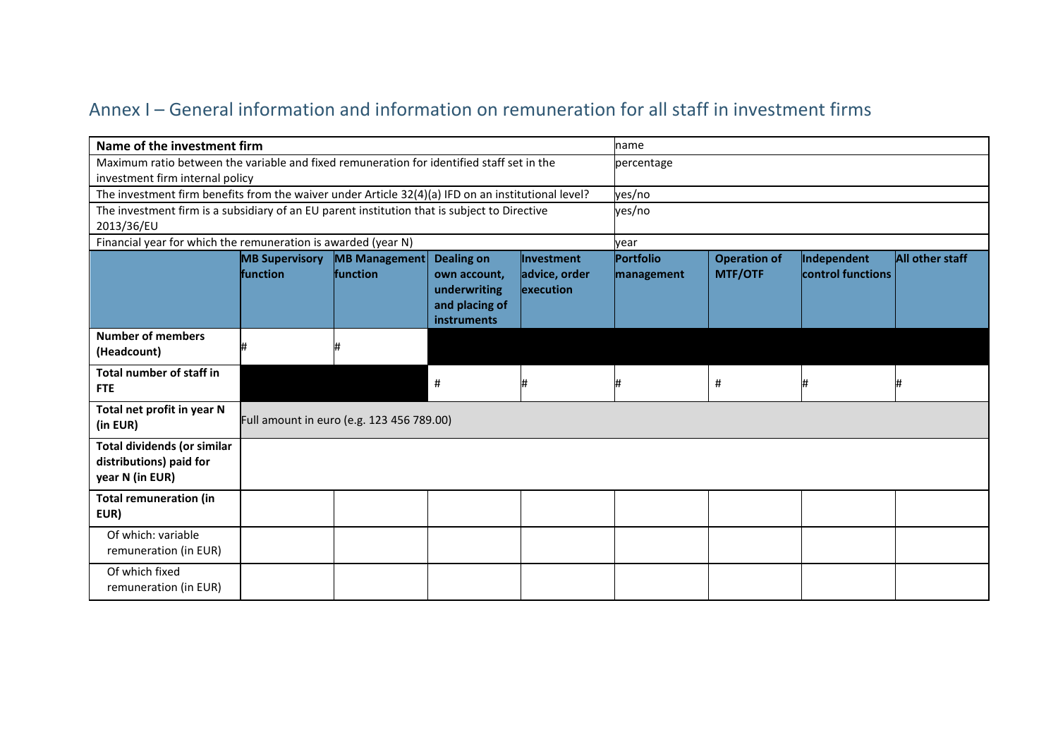## Annex I – General information and information on remuneration for all staff in investment firms

| **Name of the investment firm** | | | | | name | | | |
|---|---|---|---|---|---|---|---|---|
| Maximum ratio between the variable and fixed remuneration for identified staff set in the investment firm internal policy | | | | | percentage | | | |
| The investment firm benefits from the waiver under Article 32(4)(a) IFD on an institutional level? | | | | | yes/no | | | |
| The investment firm is a subsidiary of an EU parent institution that is subject to Directive 2013/36/EU | | | | | yes/no | | | |
| Financial year for which the remuneration is awarded (year N) | | | | | year | | | |
| | **MB Supervisory function** | **MB Management function** | **Dealing on own account, underwriting and placing of instruments** | **Investment advice, order execution** | **Portfolio management** | **Operation of MTF/OTF** | **Independent control functions** | **All other staff** |
| **Number of members (Headcount)** | # | # | | | | | | |
| **Total number of staff in FTE** | | | # | # | # | # | # | # |
| **Total net profit in year N (in EUR)** | Full amount in euro (e.g. 123 456 789.00) | | | | | | | |
| **Total dividends (or similar distributions) paid for year N (in EUR)** | | | | | | | | |
| **Total remuneration (in EUR)** | | | | | | | | |
| Of which: variable remuneration (in EUR) | | | | | | | | |
| Of which fixed remuneration (in EUR) | | | | | | | | |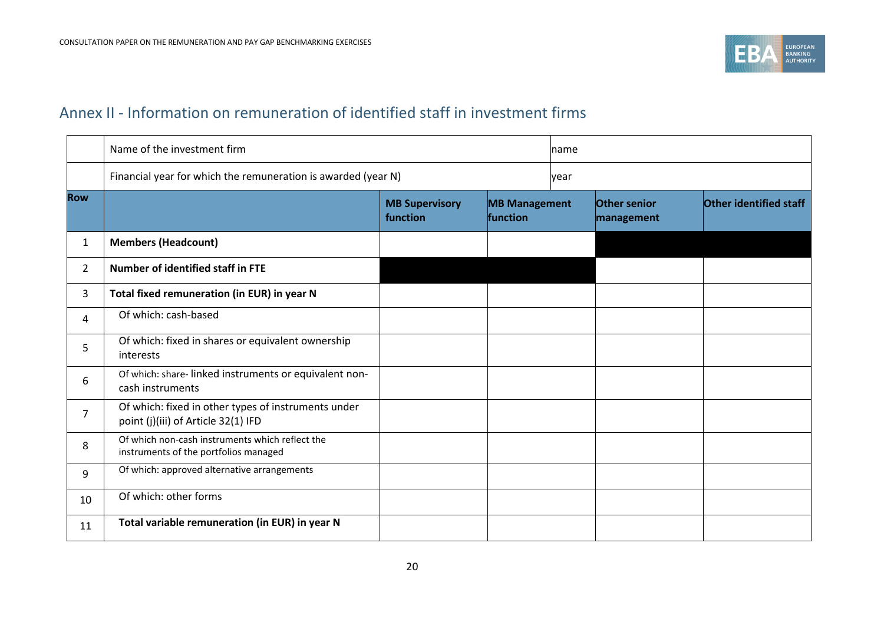## Annex II - Information on remuneration of identified staff in investment firms

| | Name of the investment firm | | name | | |
|---|---|---|---|---|---|
| | Financial year for which the remuneration is awarded (year N) | | year | | |
| **Row** | | **MB Supervisory function** | **MB Management function** | **Other senior management** | **Other identified staff** |
| 1 | **Members (Headcount)** | | | | |
| 2 | **Number of identified staff in FTE** | | | | |
| 3 | **Total fixed remuneration (in EUR) in year N** | | | | |
| 4 | Of which: cash-based | | | | |
| 5 | Of which: fixed in shares or equivalent ownership interests | | | | |
| 6 | Of which: share- linked instruments or equivalent non-cash instruments | | | | |
| 7 | Of which: fixed in other types of instruments under point (j)(iii) of Article 32(1) IFD | | | | |
| 8 | Of which non-cash instruments which reflect the instruments of the portfolios managed | | | | |
| 9 | Of which: approved alternative arrangements | | | | |
| 10 | Of which: other forms | | | | |
| 11 | **Total variable remuneration (in EUR) in year N** | | | | |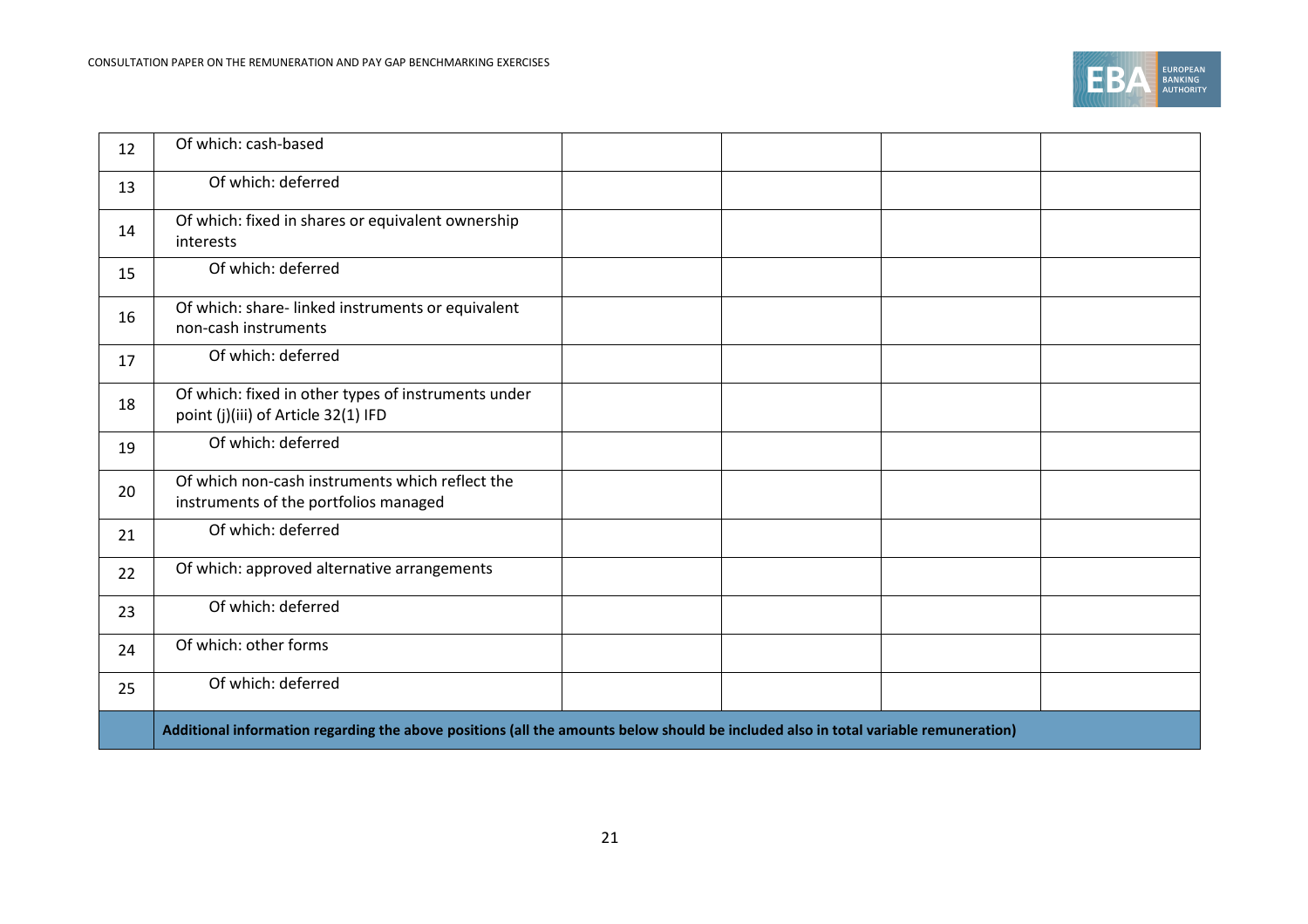| | | | | | |
|---|---|---|---|---|---|
| 12 | Of which: cash-based | | | | |
| 13 | Of which: deferred | | | | |
| 14 | Of which: fixed in shares or equivalent ownership interests | | | | |
| 15 | Of which: deferred | | | | |
| 16 | Of which: share- linked instruments or equivalent non-cash instruments | | | | |
| 17 | Of which: deferred | | | | |
| 18 | Of which: fixed in other types of instruments under point (j)(iii) of Article 32(1) IFD | | | | |
| 19 | Of which: deferred | | | | |
| 20 | Of which non-cash instruments which reflect the instruments of the portfolios managed | | | | |
| 21 | Of which: deferred | | | | |
| 22 | Of which: approved alternative arrangements | | | | |
| 23 | Of which: deferred | | | | |
| 24 | Of which: other forms | | | | |
| 25 | Of which: deferred | | | | |
| | **Additional information regarding the above positions (all the amounts below should be included also in total variable remuneration)** | | | | |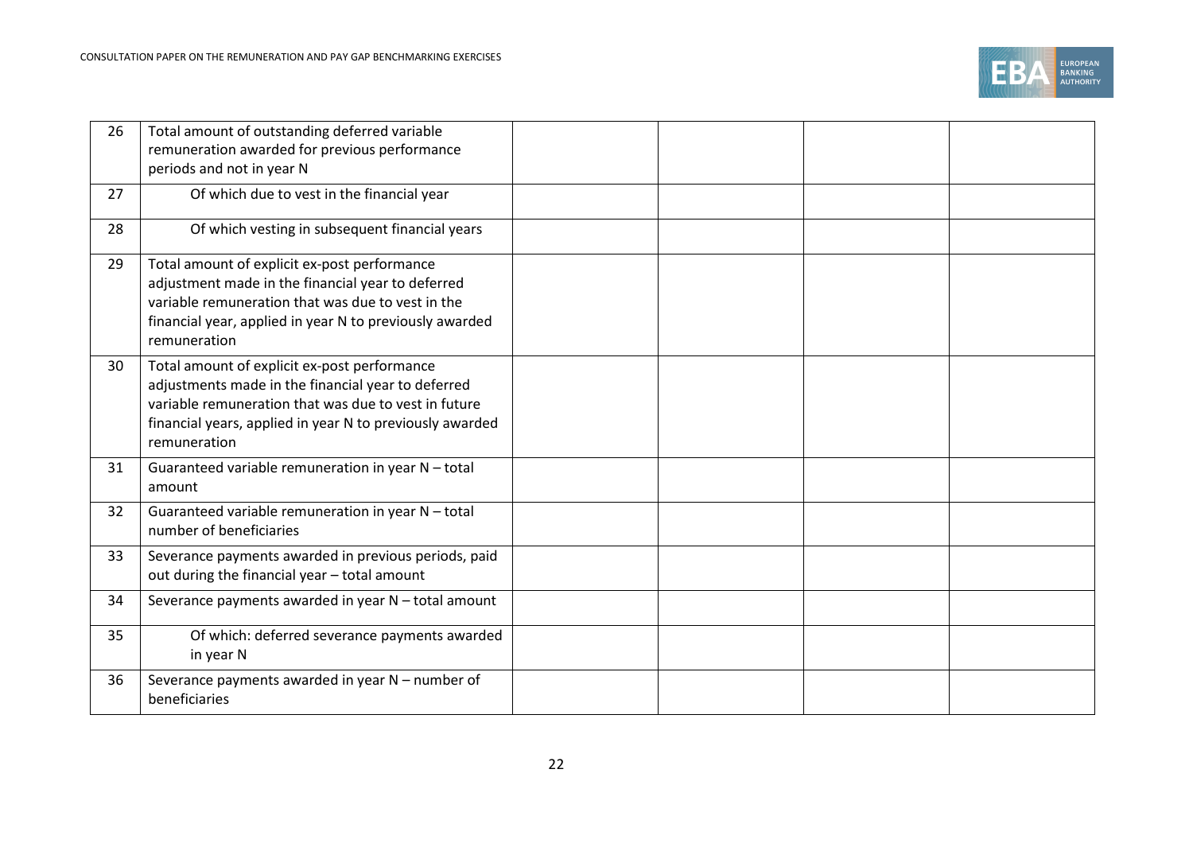| | | | | | |
|---|---|---|---|---|---|
| 26 | Total amount of outstanding deferred variable remuneration awarded for previous performance periods and not in year N | | | | |
| 27 | Of which due to vest in the financial year | | | | |
| 28 | Of which vesting in subsequent financial years | | | | |
| 29 | Total amount of explicit ex-post performance adjustment made in the financial year to deferred variable remuneration that was due to vest in the financial year, applied in year N to previously awarded remuneration | | | | |
| 30 | Total amount of explicit ex-post performance adjustments made in the financial year to deferred variable remuneration that was due to vest in future financial years, applied in year N to previously awarded remuneration | | | | |
| 31 | Guaranteed variable remuneration in year N – total amount | | | | |
| 32 | Guaranteed variable remuneration in year N – total number of beneficiaries | | | | |
| 33 | Severance payments awarded in previous periods, paid out during the financial year – total amount | | | | |
| 34 | Severance payments awarded in year N – total amount | | | | |
| 35 | Of which: deferred severance payments awarded in year N | | | | |
| 36 | Severance payments awarded in year N – number of beneficiaries | | | | |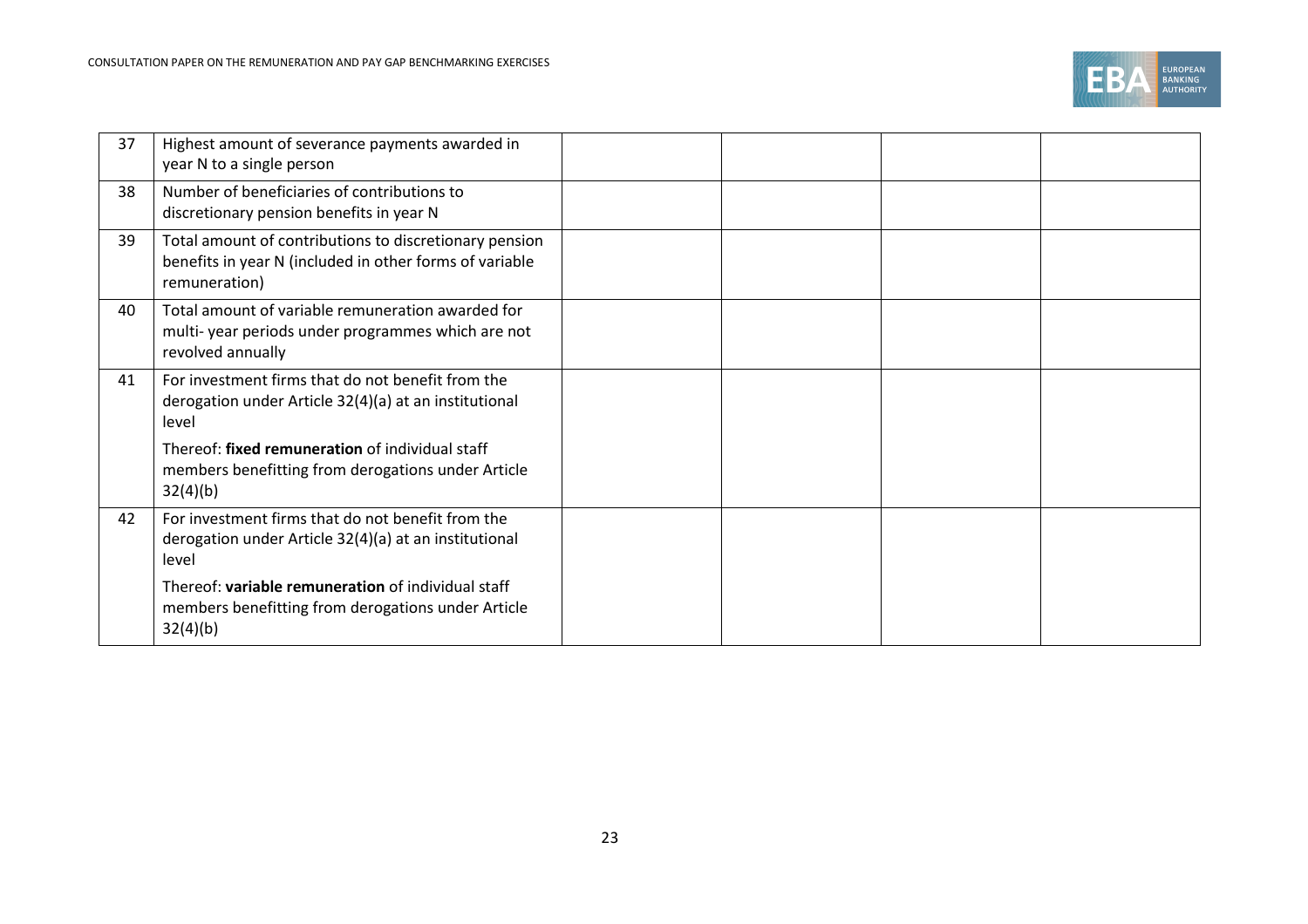| | | | | | |
|---|---|---|---|---|---|
| 37 | Highest amount of severance payments awarded in year N to a single person | | | | |
| 38 | Number of beneficiaries of contributions to discretionary pension benefits in year N | | | | |
| 39 | Total amount of contributions to discretionary pension benefits in year N (included in other forms of variable remuneration) | | | | |
| 40 | Total amount of variable remuneration awarded for multi- year periods under programmes which are not revolved annually | | | | |
| 41 | For investment firms that do not benefit from the derogation under Article 32(4)(a) at an institutional level<br><br>Thereof: **fixed remuneration** of individual staff members benefitting from derogations under Article 32(4)(b) | | | | |
| 42 | For investment firms that do not benefit from the derogation under Article 32(4)(a) at an institutional level<br><br>Thereof: **variable remuneration** of individual staff members benefitting from derogations under Article 32(4)(b) | | | | |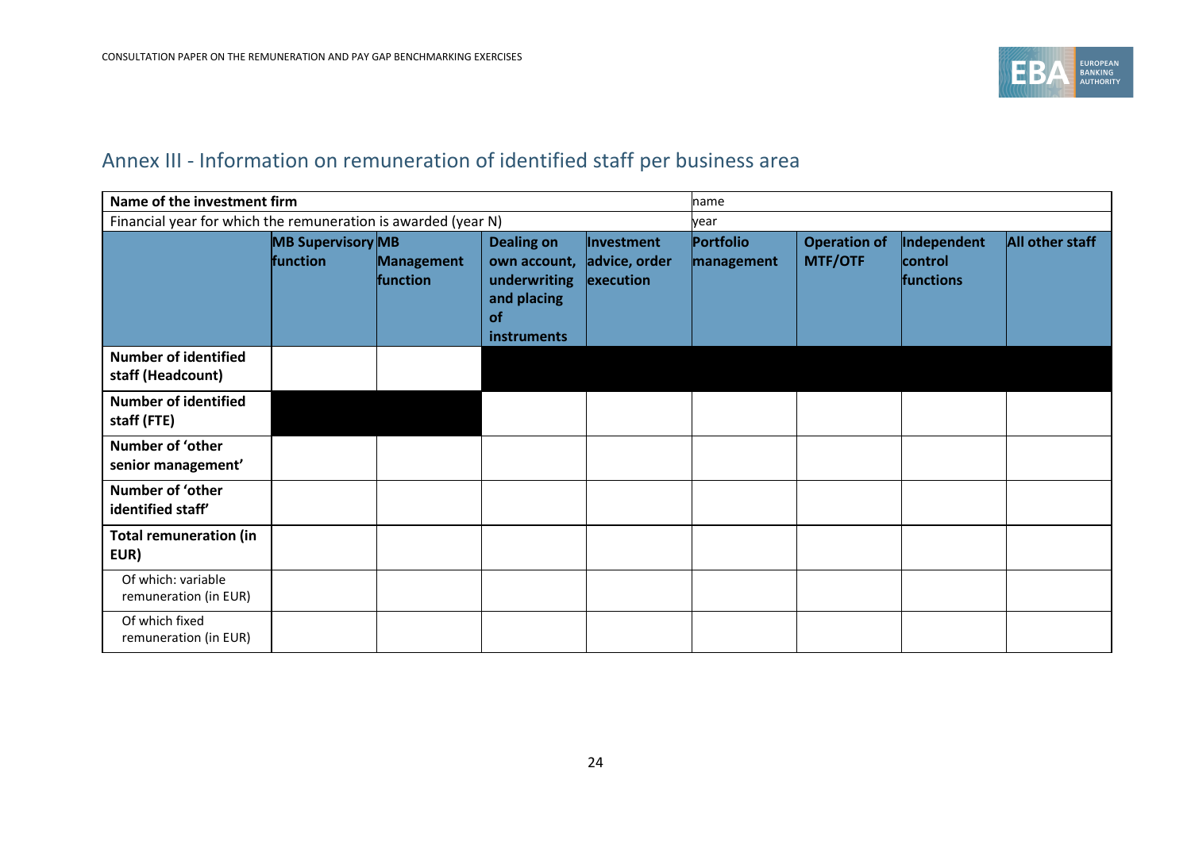## Annex III - Information on remuneration of identified staff per business area

| Name of the investment firm | | | | | name | | | |
|---|---|---|---|---|---|---|---|---|
| Financial year for which the remuneration is awarded (year N) | | | | | year | | | |
| | **MB Supervisory function** | **MB Management function** | **Dealing on own account, underwriting and placing of instruments** | **Investment advice, order execution** | **Portfolio management** | **Operation of MTF/OTF** | **Independent control functions** | **All other staff** |
| **Number of identified staff (Headcount)** | | | | | | | | |
| **Number of identified staff (FTE)** | | | | | | | | |
| **Number of 'other senior management'** | | | | | | | | |
| **Number of 'other identified staff'** | | | | | | | | |
| **Total remuneration (in EUR)** | | | | | | | | |
| Of which: variable remuneration (in EUR) | | | | | | | | |
| Of which fixed remuneration (in EUR) | | | | | | | | |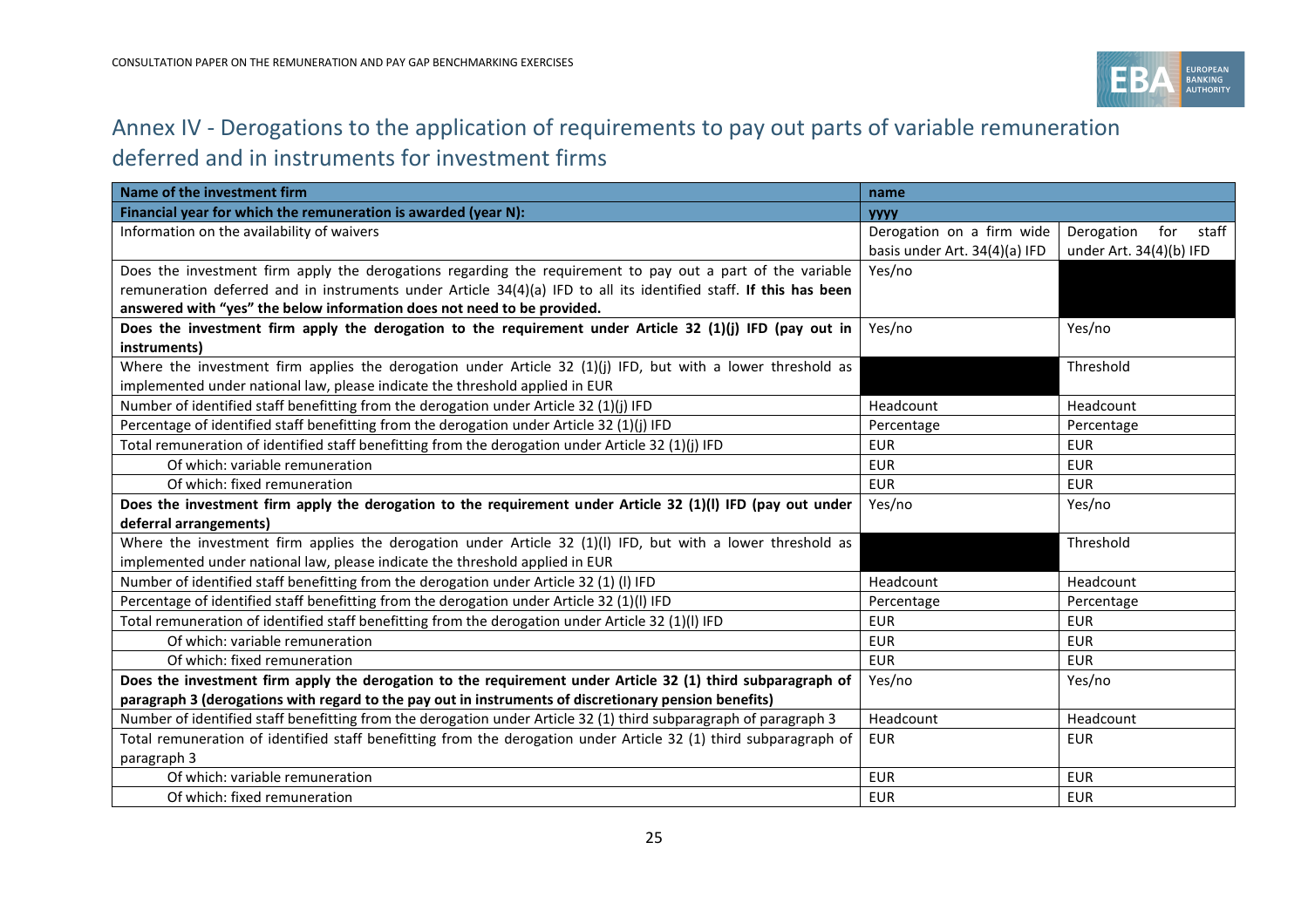## Annex IV - Derogations to the application of requirements to pay out parts of variable remuneration deferred and in instruments for investment firms

| **Name of the investment firm** | **name** | |
|---|---|---|
| **Financial year for which the remuneration is awarded (year N):** | **yyyy** | |
| Information on the availability of waivers | Derogation on a firm wide basis under Art. 34(4)(a) IFD | Derogation for staff under Art. 34(4)(b) IFD |
| Does the investment firm apply the derogations regarding the requirement to pay out a part of the variable remuneration deferred and in instruments under Article 34(4)(a) IFD to all its identified staff. **If this has been answered with "yes" the below information does not need to be provided.** | Yes/no | |
| **Does the investment firm apply the derogation to the requirement under Article 32 (1)(j) IFD (pay out in instruments)** | Yes/no | Yes/no |
| Where the investment firm applies the derogation under Article 32 (1)(j) IFD, but with a lower threshold as implemented under national law, please indicate the threshold applied in EUR | | Threshold |
| Number of identified staff benefitting from the derogation under Article 32 (1)(j) IFD | Headcount | Headcount |
| Percentage of identified staff benefitting from the derogation under Article 32 (1)(j) IFD | Percentage | Percentage |
| Total remuneration of identified staff benefitting from the derogation under Article 32 (1)(j) IFD | EUR | EUR |
| Of which: variable remuneration | EUR | EUR |
| Of which: fixed remuneration | EUR | EUR |
| **Does the investment firm apply the derogation to the requirement under Article 32 (1)(l) IFD (pay out under deferral arrangements)** | Yes/no | Yes/no |
| Where the investment firm applies the derogation under Article 32 (1)(l) IFD, but with a lower threshold as implemented under national law, please indicate the threshold applied in EUR | | Threshold |
| Number of identified staff benefitting from the derogation under Article 32 (1) (l) IFD | Headcount | Headcount |
| Percentage of identified staff benefitting from the derogation under Article 32 (1)(l) IFD | Percentage | Percentage |
| Total remuneration of identified staff benefitting from the derogation under Article 32 (1)(l) IFD | EUR | EUR |
| Of which: variable remuneration | EUR | EUR |
| Of which: fixed remuneration | EUR | EUR |
| **Does the investment firm apply the derogation to the requirement under Article 32 (1) third subparagraph of paragraph 3 (derogations with regard to the pay out in instruments of discretionary pension benefits)** | Yes/no | Yes/no |
| Number of identified staff benefitting from the derogation under Article 32 (1) third subparagraph of paragraph 3 | Headcount | Headcount |
| Total remuneration of identified staff benefitting from the derogation under Article 32 (1) third subparagraph of paragraph 3 | EUR | EUR |
| Of which: variable remuneration | EUR | EUR |
| Of which: fixed remuneration | EUR | EUR |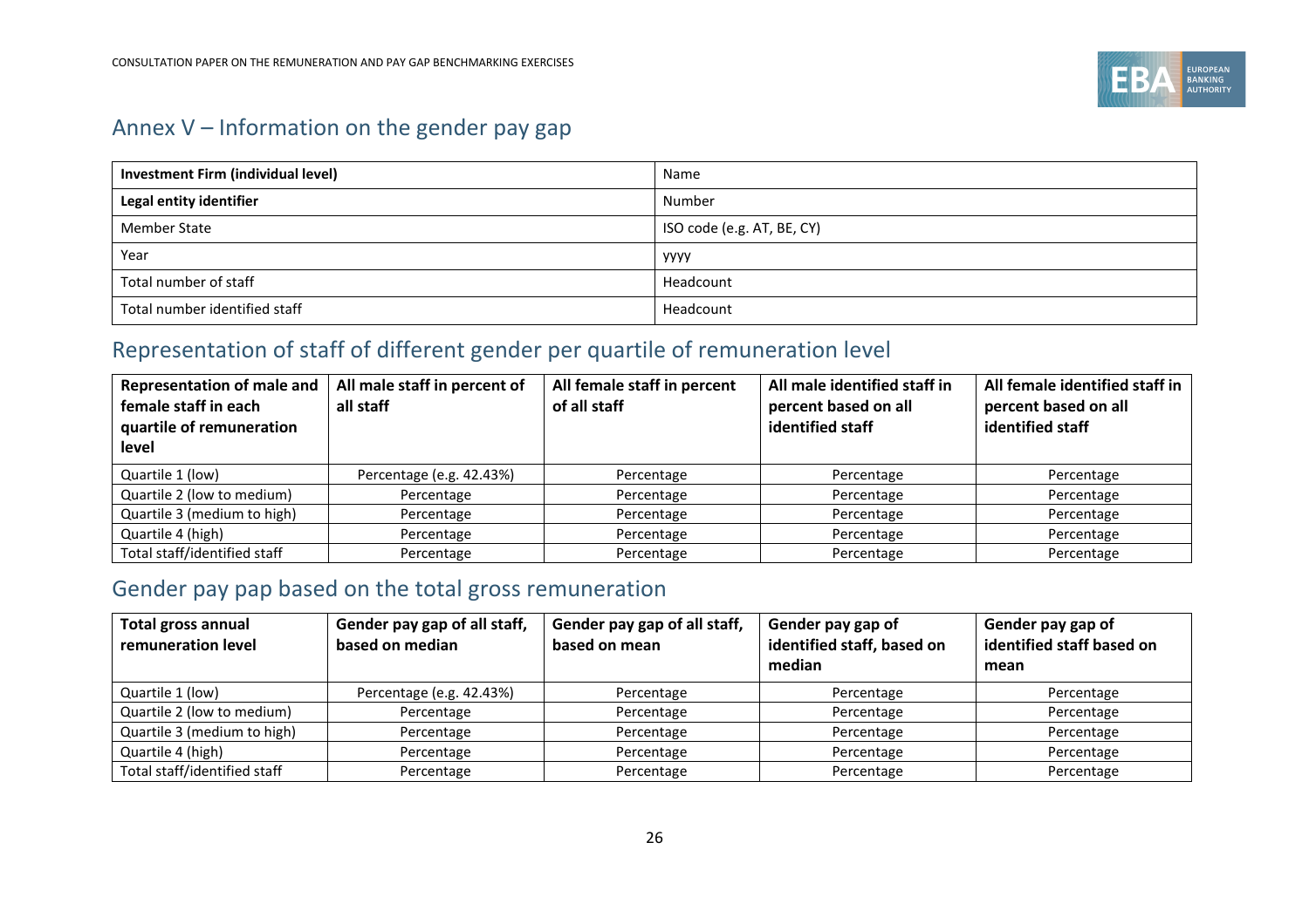## Annex V – Information on the gender pay gap

| **Investment Firm (individual level)** | Name |
|---|---|
| **Legal entity identifier** | Number |
| Member State | ISO code (e.g. AT, BE, CY) |
| Year | yyyy |
| Total number of staff | Headcount |
| Total number identified staff | Headcount |

## Representation of staff of different gender per quartile of remuneration level

| **Representation of male and female staff in each quartile of remuneration level** | **All male staff in percent of all staff** | **All female staff in percent of all staff** | **All male identified staff in percent based on all identified staff** | **All female identified staff in percent based on all identified staff** |
|---|---|---|---|---|
| Quartile 1 (low) | Percentage (e.g. 42.43%) | Percentage | Percentage | Percentage |
| Quartile 2 (low to medium) | Percentage | Percentage | Percentage | Percentage |
| Quartile 3 (medium to high) | Percentage | Percentage | Percentage | Percentage |
| Quartile 4 (high) | Percentage | Percentage | Percentage | Percentage |
| Total staff/identified staff | Percentage | Percentage | Percentage | Percentage |

## Gender pay pap based on the total gross remuneration

| **Total gross annual remuneration level** | **Gender pay gap of all staff, based on median** | **Gender pay gap of all staff, based on mean** | **Gender pay gap of identified staff, based on median** | **Gender pay gap of identified staff based on mean** |
|---|---|---|---|---|
| Quartile 1 (low) | Percentage (e.g. 42.43%) | Percentage | Percentage | Percentage |
| Quartile 2 (low to medium) | Percentage | Percentage | Percentage | Percentage |
| Quartile 3 (medium to high) | Percentage | Percentage | Percentage | Percentage |
| Quartile 4 (high) | Percentage | Percentage | Percentage | Percentage |
| Total staff/identified staff | Percentage | Percentage | Percentage | Percentage |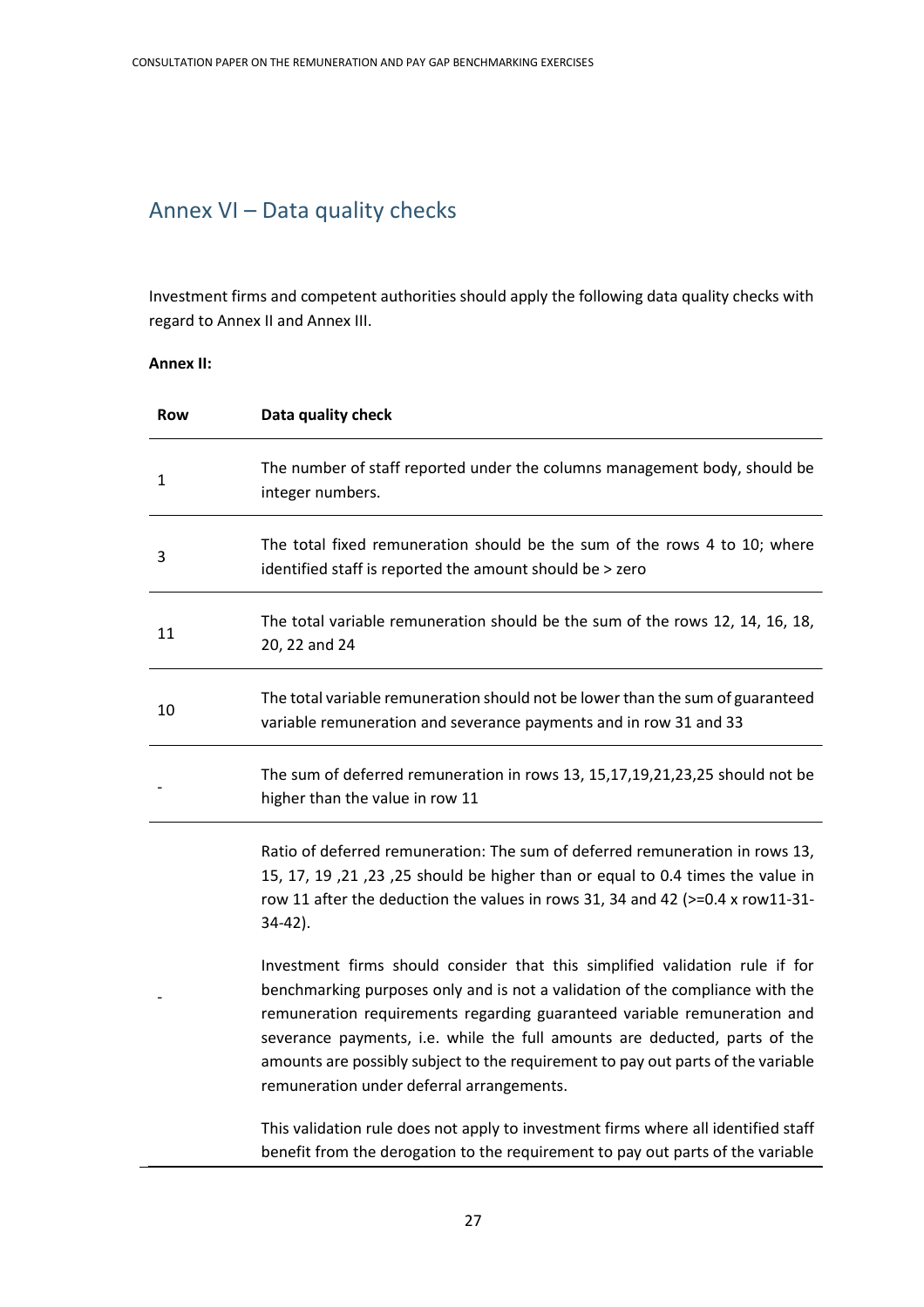## Annex VI – Data quality checks

Investment firms and competent authorities should apply the following data quality checks with regard to Annex II and Annex III.

**Annex II:**

| Row | Data quality check |
|---|---|
| 1 | The number of staff reported under the columns management body, should be integer numbers. |
| 3 | The total fixed remuneration should be the sum of the rows 4 to 10; where identified staff is reported the amount should be > zero |
| 11 | The total variable remuneration should be the sum of the rows 12, 14, 16, 18, 20, 22 and 24 |
| 10 | The total variable remuneration should not be lower than the sum of guaranteed variable remuneration and severance payments and in row 31 and 33 |
| - | The sum of deferred remuneration in rows 13, 15,17,19,21,23,25 should not be higher than the value in row 11 |
| - | Ratio of deferred remuneration: The sum of deferred remuneration in rows 13, 15, 17, 19 ,21 ,23 ,25 should be higher than or equal to 0.4 times the value in row 11 after the deduction the values in rows 31, 34 and 42 (>=0.4 x row11-31-34-42).<br><br>Investment firms should consider that this simplified validation rule if for benchmarking purposes only and is not a validation of the compliance with the remuneration requirements regarding guaranteed variable remuneration and severance payments, i.e. while the full amounts are deducted, parts of the amounts are possibly subject to the requirement to pay out parts of the variable remuneration under deferral arrangements.<br><br>This validation rule does not apply to investment firms where all identified staff benefit from the derogation to the requirement to pay out parts of the variable |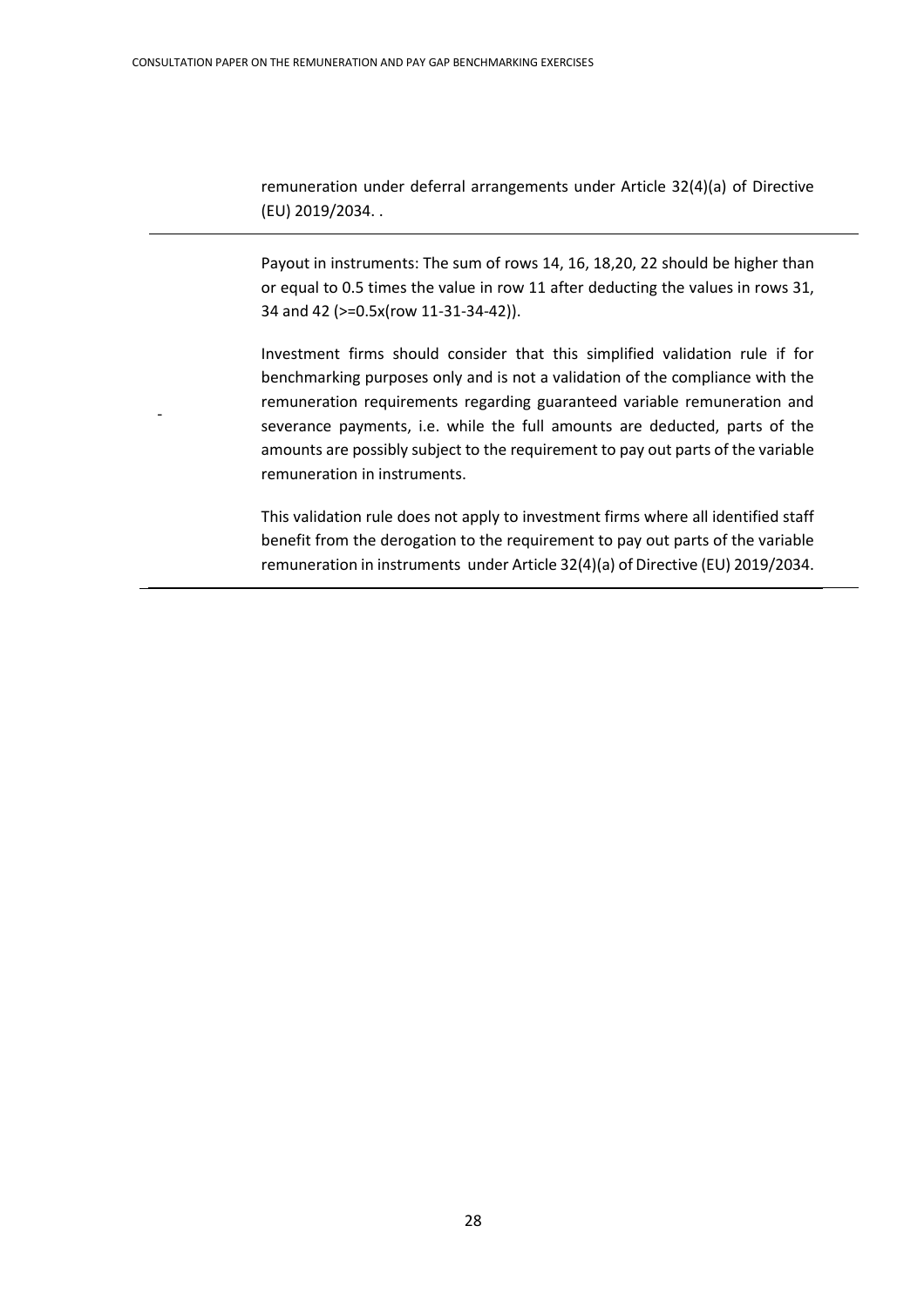| | |
|---|---|
| | remuneration under deferral arrangements under Article 32(4)(a) of Directive (EU) 2019/2034. . |
| - | Payout in instruments: The sum of rows 14, 16, 18,20, 22 should be higher than or equal to 0.5 times the value in row 11 after deducting the values in rows 31, 34 and 42 (>=0.5x(row 11-31-34-42)).<br><br>Investment firms should consider that this simplified validation rule if for benchmarking purposes only and is not a validation of the compliance with the remuneration requirements regarding guaranteed variable remuneration and severance payments, i.e. while the full amounts are deducted, parts of the amounts are possibly subject to the requirement to pay out parts of the variable remuneration in instruments.<br><br>This validation rule does not apply to investment firms where all identified staff benefit from the derogation to the requirement to pay out parts of the variable remuneration in instruments under Article 32(4)(a) of Directive (EU) 2019/2034. |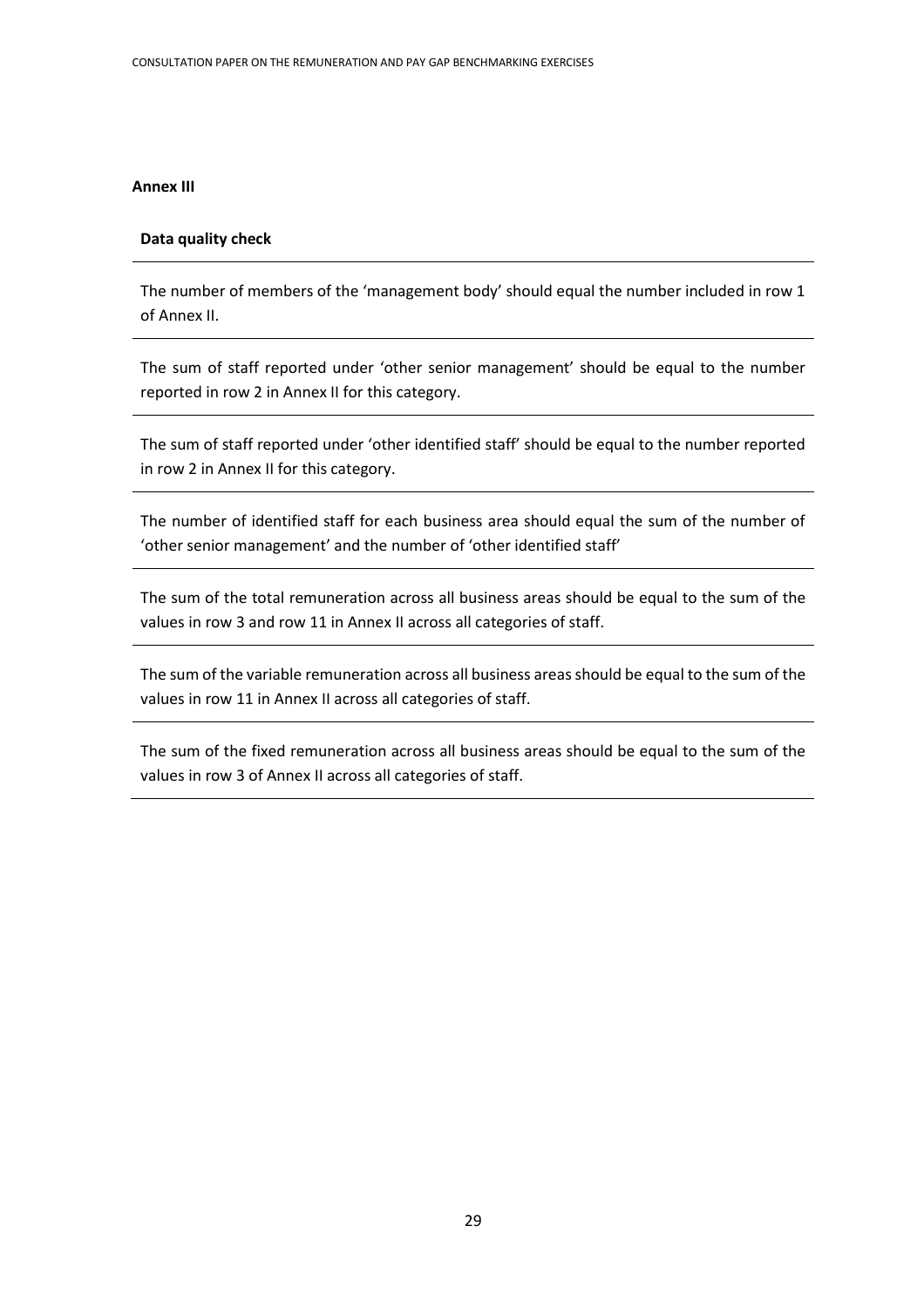**Annex III**

| Data quality check |
| --- |
| The number of members of the 'management body' should equal the number included in row 1 of Annex II. |
| The sum of staff reported under 'other senior management' should be equal to the number reported in row 2 in Annex II for this category. |
| The sum of staff reported under 'other identified staff' should be equal to the number reported in row 2 in Annex II for this category. |
| The number of identified staff for each business area should equal the sum of the number of 'other senior management' and the number of 'other identified staff' |
| The sum of the total remuneration across all business areas should be equal to the sum of the values in row 3 and row 11 in Annex II across all categories of staff. |
| The sum of the variable remuneration across all business areas should be equal to the sum of the values in row 11 in Annex II across all categories of staff. |
| The sum of the fixed remuneration across all business areas should be equal to the sum of the values in row 3 of Annex II across all categories of staff. |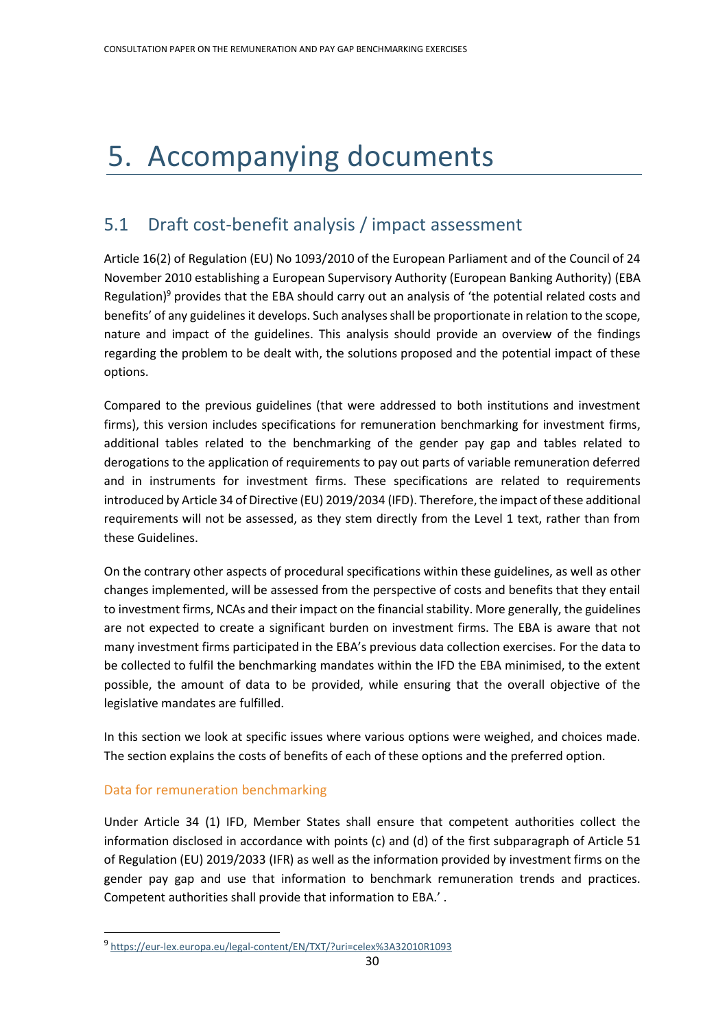# 5. Accompanying documents

## 5.1 Draft cost-benefit analysis / impact assessment

Article 16(2) of Regulation (EU) No 1093/2010 of the European Parliament and of the Council of 24 November 2010 establishing a European Supervisory Authority (European Banking Authority) (EBA Regulation)[9] provides that the EBA should carry out an analysis of 'the potential related costs and benefits' of any guidelines it develops. Such analyses shall be proportionate in relation to the scope, nature and impact of the guidelines. This analysis should provide an overview of the findings regarding the problem to be dealt with, the solutions proposed and the potential impact of these options.

Compared to the previous guidelines (that were addressed to both institutions and investment firms), this version includes specifications for remuneration benchmarking for investment firms, additional tables related to the benchmarking of the gender pay gap and tables related to derogations to the application of requirements to pay out parts of variable remuneration deferred and in instruments for investment firms. These specifications are related to requirements introduced by Article 34 of Directive (EU) 2019/2034 (IFD). Therefore, the impact of these additional requirements will not be assessed, as they stem directly from the Level 1 text, rather than from these Guidelines.

On the contrary other aspects of procedural specifications within these guidelines, as well as other changes implemented, will be assessed from the perspective of costs and benefits that they entail to investment firms, NCAs and their impact on the financial stability. More generally, the guidelines are not expected to create a significant burden on investment firms. The EBA is aware that not many investment firms participated in the EBA's previous data collection exercises. For the data to be collected to fulfil the benchmarking mandates within the IFD the EBA minimised, to the extent possible, the amount of data to be provided, while ensuring that the overall objective of the legislative mandates are fulfilled.

In this section we look at specific issues where various options were weighed, and choices made. The section explains the costs of benefits of each of these options and the preferred option.

### Data for remuneration benchmarking

Under Article 34 (1) IFD, Member States shall ensure that competent authorities collect the information disclosed in accordance with points (c) and (d) of the first subparagraph of Article 51 of Regulation (EU) 2019/2033 (IFR) as well as the information provided by investment firms on the gender pay gap and use that information to benchmark remuneration trends and practices. Competent authorities shall provide that information to EBA.' .

[9] https://eur-lex.europa.eu/legal-content/EN/TXT/?uri=celex%3A32010R1093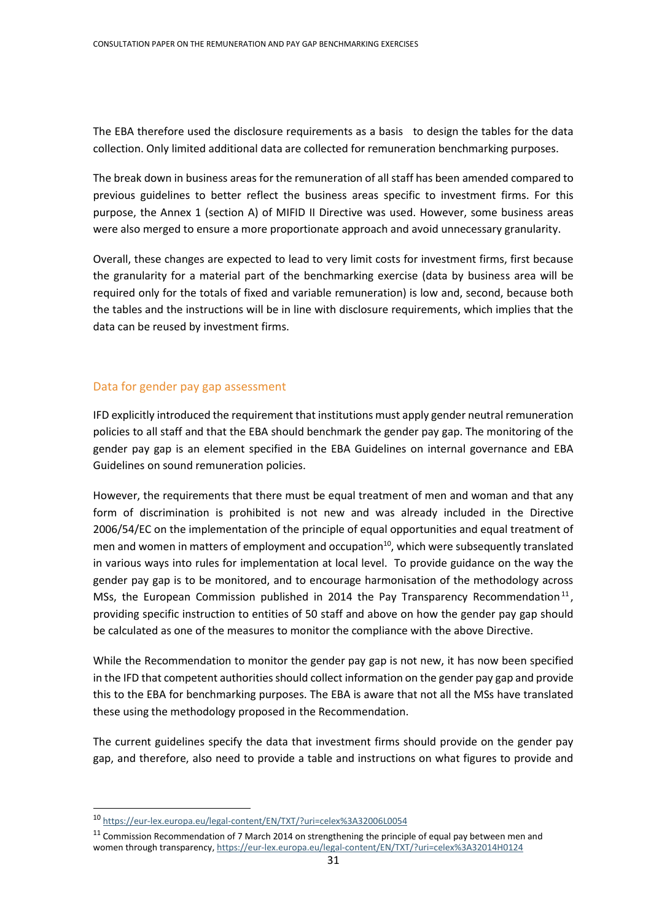The EBA therefore used the disclosure requirements as a basis to design the tables for the data collection. Only limited additional data are collected for remuneration benchmarking purposes.

The break down in business areas for the remuneration of all staff has been amended compared to previous guidelines to better reflect the business areas specific to investment firms. For this purpose, the Annex 1 (section A) of MIFID II Directive was used. However, some business areas were also merged to ensure a more proportionate approach and avoid unnecessary granularity.

Overall, these changes are expected to lead to very limit costs for investment firms, first because the granularity for a material part of the benchmarking exercise (data by business area will be required only for the totals of fixed and variable remuneration) is low and, second, because both the tables and the instructions will be in line with disclosure requirements, which implies that the data can be reused by investment firms.

## Data for gender pay gap assessment

IFD explicitly introduced the requirement that institutions must apply gender neutral remuneration policies to all staff and that the EBA should benchmark the gender pay gap. The monitoring of the gender pay gap is an element specified in the EBA Guidelines on internal governance and EBA Guidelines on sound remuneration policies.

However, the requirements that there must be equal treatment of men and woman and that any form of discrimination is prohibited is not new and was already included in the Directive 2006/54/EC on the implementation of the principle of equal opportunities and equal treatment of men and women in matters of employment and occupation[10], which were subsequently translated in various ways into rules for implementation at local level. To provide guidance on the way the gender pay gap is to be monitored, and to encourage harmonisation of the methodology across MSs, the European Commission published in 2014 the Pay Transparency Recommendation[11], providing specific instruction to entities of 50 staff and above on how the gender pay gap should be calculated as one of the measures to monitor the compliance with the above Directive.

While the Recommendation to monitor the gender pay gap is not new, it has now been specified in the IFD that competent authorities should collect information on the gender pay gap and provide this to the EBA for benchmarking purposes. The EBA is aware that not all the MSs have translated these using the methodology proposed in the Recommendation.

The current guidelines specify the data that investment firms should provide on the gender pay gap, and therefore, also need to provide a table and instructions on what figures to provide and

---

[10] https://eur-lex.europa.eu/legal-content/EN/TXT/?uri=celex%3A32006L0054

[11] Commission Recommendation of 7 March 2014 on strengthening the principle of equal pay between men and women through transparency, https://eur-lex.europa.eu/legal-content/EN/TXT/?uri=celex%3A32014H0124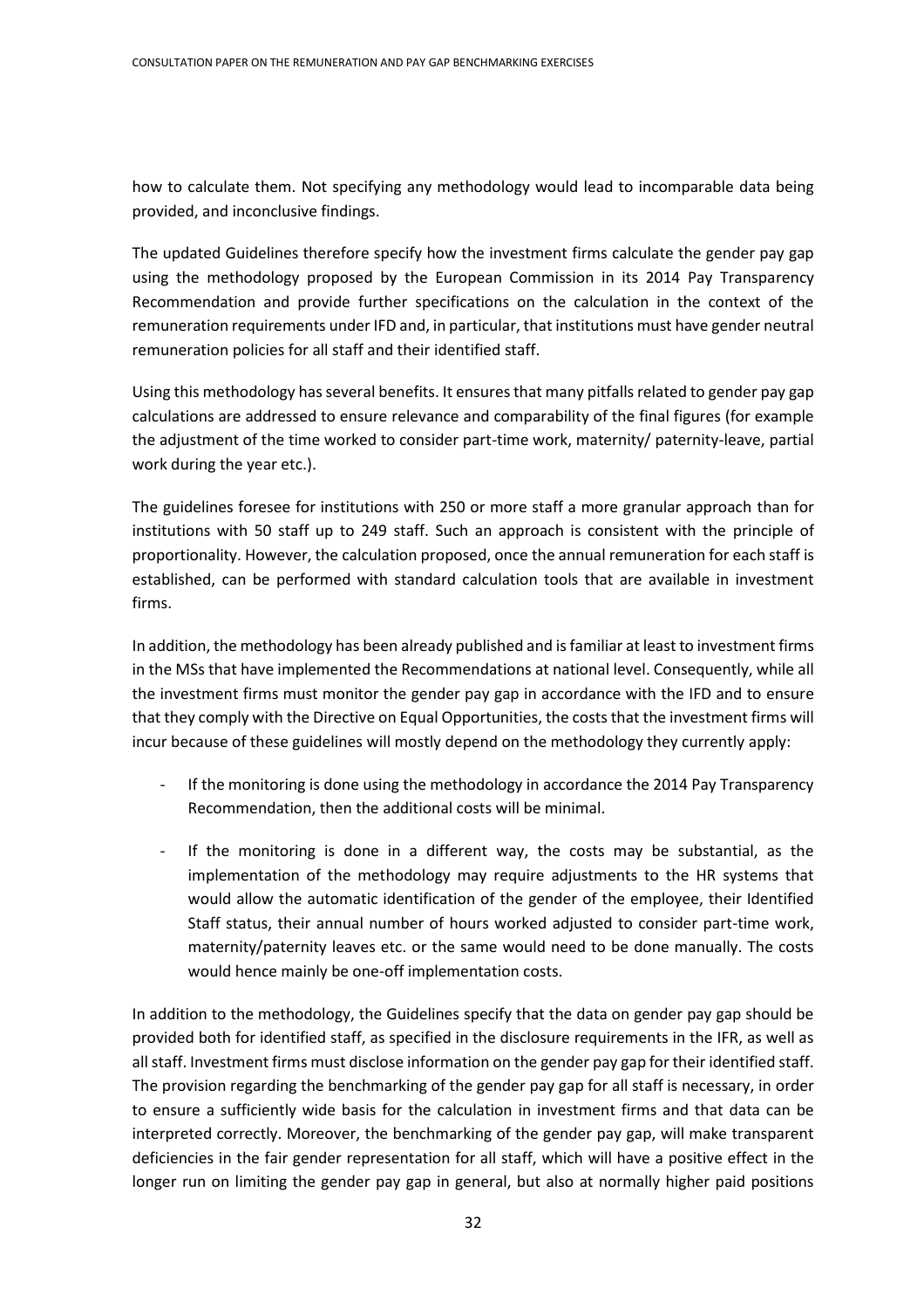how to calculate them. Not specifying any methodology would lead to incomparable data being provided, and inconclusive findings.

The updated Guidelines therefore specify how the investment firms calculate the gender pay gap using the methodology proposed by the European Commission in its 2014 Pay Transparency Recommendation and provide further specifications on the calculation in the context of the remuneration requirements under IFD and, in particular, that institutions must have gender neutral remuneration policies for all staff and their identified staff.

Using this methodology has several benefits. It ensures that many pitfalls related to gender pay gap calculations are addressed to ensure relevance and comparability of the final figures (for example the adjustment of the time worked to consider part-time work, maternity/ paternity-leave, partial work during the year etc.).

The guidelines foresee for institutions with 250 or more staff a more granular approach than for institutions with 50 staff up to 249 staff. Such an approach is consistent with the principle of proportionality. However, the calculation proposed, once the annual remuneration for each staff is established, can be performed with standard calculation tools that are available in investment firms.

In addition, the methodology has been already published and is familiar at least to investment firms in the MSs that have implemented the Recommendations at national level. Consequently, while all the investment firms must monitor the gender pay gap in accordance with the IFD and to ensure that they comply with the Directive on Equal Opportunities, the costs that the investment firms will incur because of these guidelines will mostly depend on the methodology they currently apply:

- If the monitoring is done using the methodology in accordance the 2014 Pay Transparency Recommendation, then the additional costs will be minimal.
- If the monitoring is done in a different way, the costs may be substantial, as the implementation of the methodology may require adjustments to the HR systems that would allow the automatic identification of the gender of the employee, their Identified Staff status, their annual number of hours worked adjusted to consider part-time work, maternity/paternity leaves etc. or the same would need to be done manually. The costs would hence mainly be one-off implementation costs.

In addition to the methodology, the Guidelines specify that the data on gender pay gap should be provided both for identified staff, as specified in the disclosure requirements in the IFR, as well as all staff. Investment firms must disclose information on the gender pay gap for their identified staff. The provision regarding the benchmarking of the gender pay gap for all staff is necessary, in order to ensure a sufficiently wide basis for the calculation in investment firms and that data can be interpreted correctly. Moreover, the benchmarking of the gender pay gap, will make transparent deficiencies in the fair gender representation for all staff, which will have a positive effect in the longer run on limiting the gender pay gap in general, but also at normally higher paid positions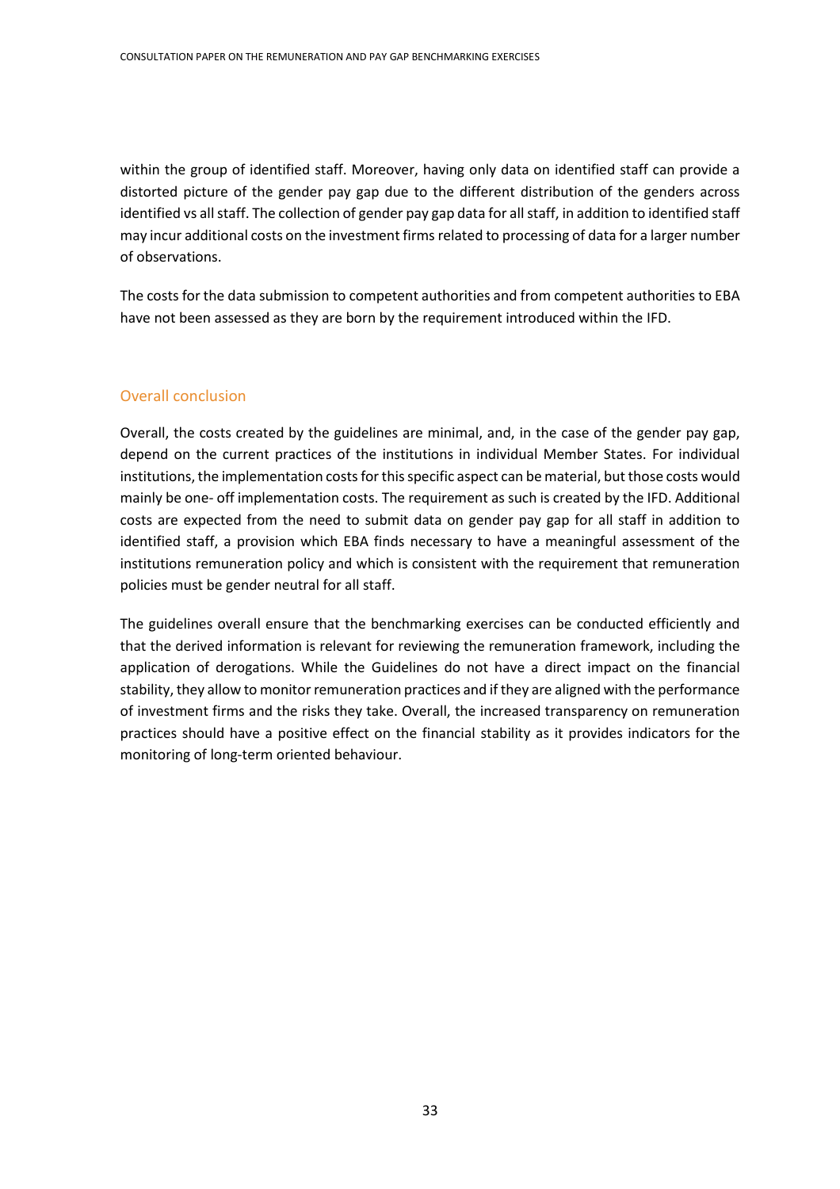within the group of identified staff. Moreover, having only data on identified staff can provide a distorted picture of the gender pay gap due to the different distribution of the genders across identified vs all staff. The collection of gender pay gap data for all staff, in addition to identified staff may incur additional costs on the investment firms related to processing of data for a larger number of observations.

The costs for the data submission to competent authorities and from competent authorities to EBA have not been assessed as they are born by the requirement introduced within the IFD.

## Overall conclusion

Overall, the costs created by the guidelines are minimal, and, in the case of the gender pay gap, depend on the current practices of the institutions in individual Member States. For individual institutions, the implementation costs for this specific aspect can be material, but those costs would mainly be one- off implementation costs. The requirement as such is created by the IFD. Additional costs are expected from the need to submit data on gender pay gap for all staff in addition to identified staff, a provision which EBA finds necessary to have a meaningful assessment of the institutions remuneration policy and which is consistent with the requirement that remuneration policies must be gender neutral for all staff.

The guidelines overall ensure that the benchmarking exercises can be conducted efficiently and that the derived information is relevant for reviewing the remuneration framework, including the application of derogations. While the Guidelines do not have a direct impact on the financial stability, they allow to monitor remuneration practices and if they are aligned with the performance of investment firms and the risks they take. Overall, the increased transparency on remuneration practices should have a positive effect on the financial stability as it provides indicators for the monitoring of long-term oriented behaviour.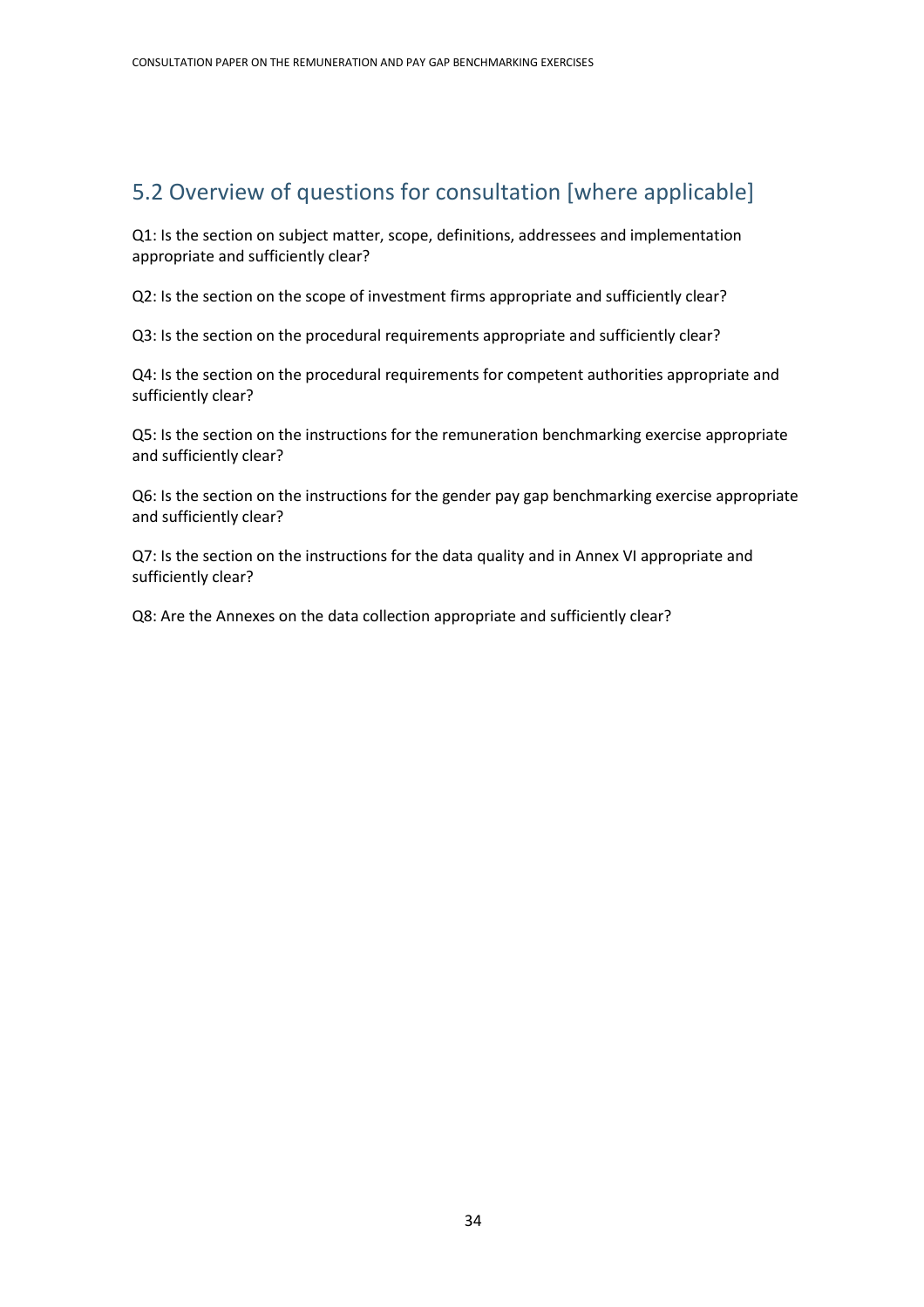## 5.2 Overview of questions for consultation [where applicable]

Q1: Is the section on subject matter, scope, definitions, addressees and implementation appropriate and sufficiently clear?

Q2: Is the section on the scope of investment firms appropriate and sufficiently clear?

Q3: Is the section on the procedural requirements appropriate and sufficiently clear?

Q4: Is the section on the procedural requirements for competent authorities appropriate and sufficiently clear?

Q5: Is the section on the instructions for the remuneration benchmarking exercise appropriate and sufficiently clear?

Q6: Is the section on the instructions for the gender pay gap benchmarking exercise appropriate and sufficiently clear?

Q7: Is the section on the instructions for the data quality and in Annex VI appropriate and sufficiently clear?

Q8: Are the Annexes on the data collection appropriate and sufficiently clear?